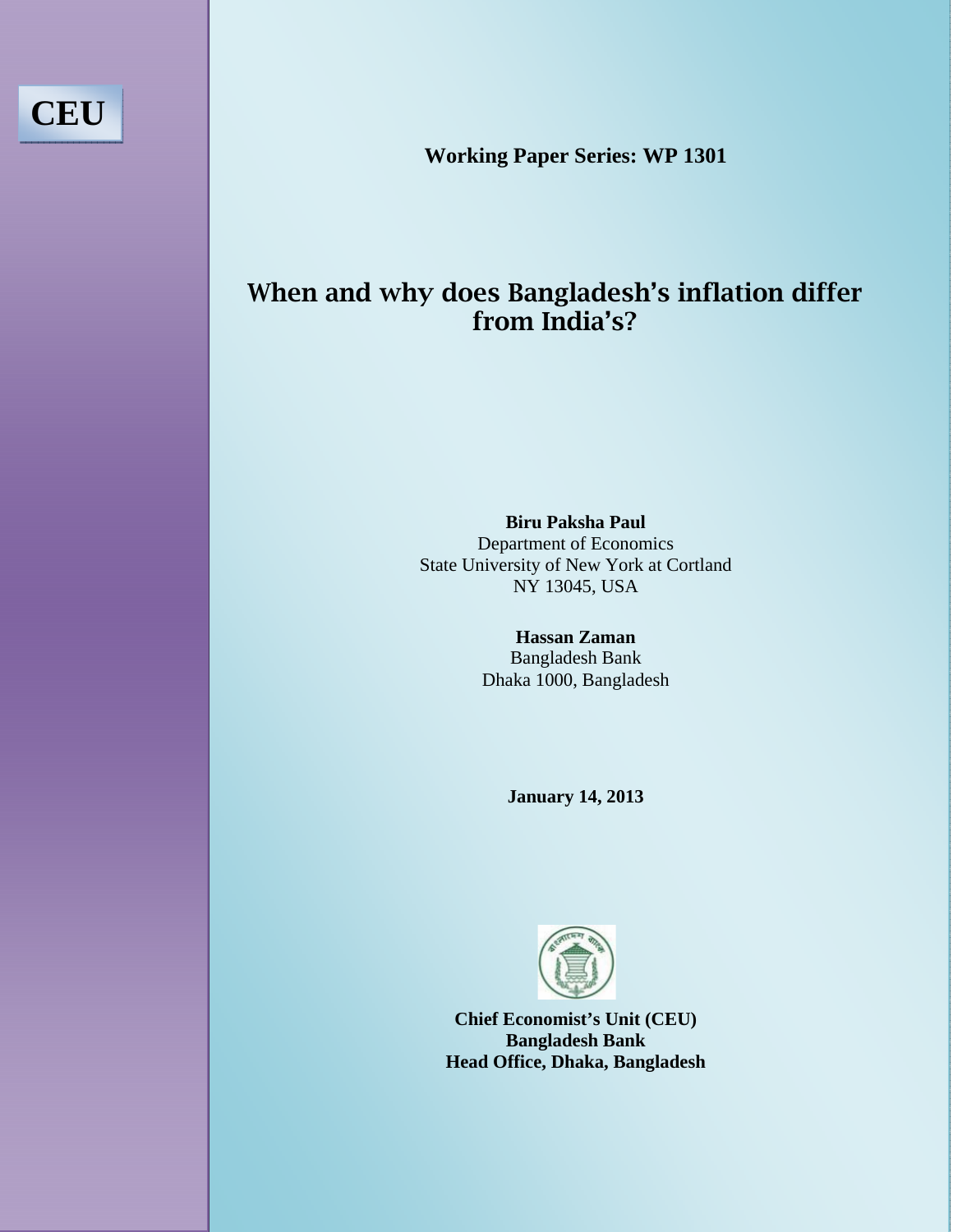**CEU**

**Working Paper Series: WP 1301**

# When and why does Bangladesh's inflation differ from India's?

**Biru Paksha Paul**
Department of Economics
State University of New York at Cortland
NY 13045, USA

**Hassan Zaman**
Bangladesh Bank
Dhaka 1000, Bangladesh

**January 14, 2013**

**Chief Economist's Unit (CEU)**
**Bangladesh Bank**
**Head Office, Dhaka, Bangladesh**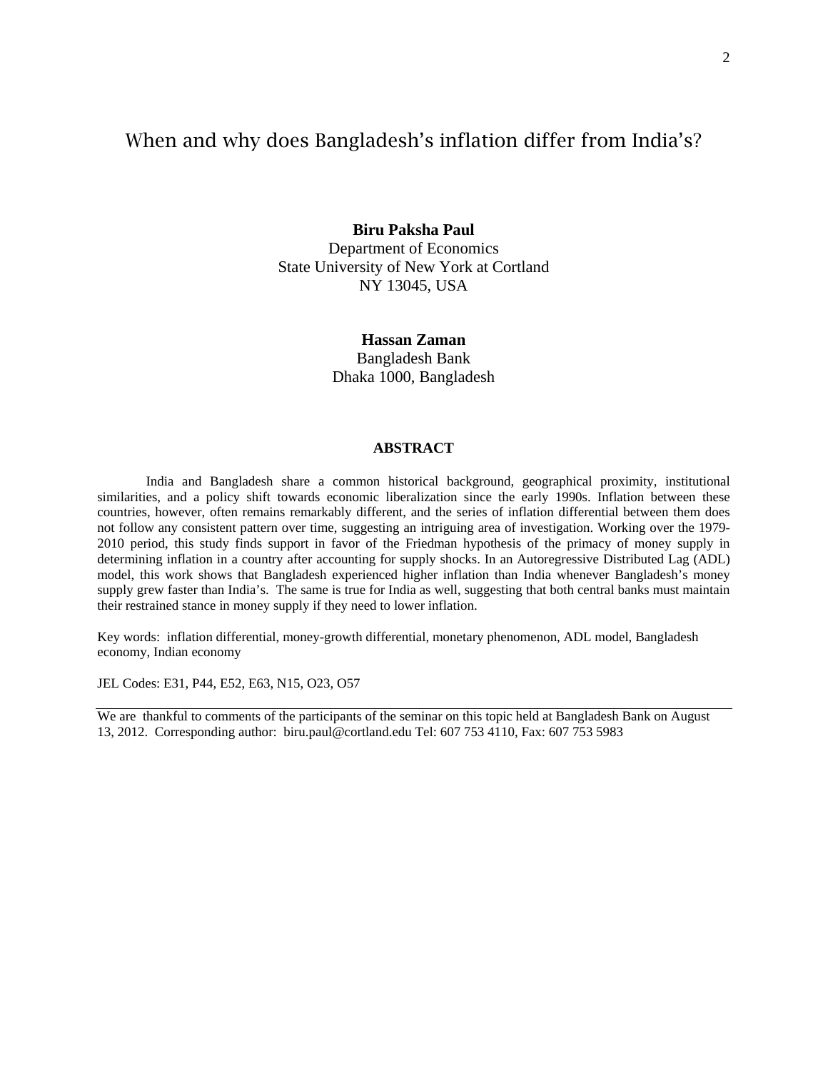# When and why does Bangladesh's inflation differ from India's?

**Biru Paksha Paul**
Department of Economics
State University of New York at Cortland
NY 13045, USA

**Hassan Zaman**
Bangladesh Bank
Dhaka 1000, Bangladesh

## ABSTRACT

India and Bangladesh share a common historical background, geographical proximity, institutional similarities, and a policy shift towards economic liberalization since the early 1990s. Inflation between these countries, however, often remains remarkably different, and the series of inflation differential between them does not follow any consistent pattern over time, suggesting an intriguing area of investigation. Working over the 1979-2010 period, this study finds support in favor of the Friedman hypothesis of the primacy of money supply in determining inflation in a country after accounting for supply shocks. In an Autoregressive Distributed Lag (ADL) model, this work shows that Bangladesh experienced higher inflation than India whenever Bangladesh's money supply grew faster than India's. The same is true for India as well, suggesting that both central banks must maintain their restrained stance in money supply if they need to lower inflation.

Key words: inflation differential, money-growth differential, monetary phenomenon, ADL model, Bangladesh economy, Indian economy

JEL Codes: E31, P44, E52, E63, N15, O23, O57

---

We are thankful to comments of the participants of the seminar on this topic held at Bangladesh Bank on August 13, 2012. Corresponding author: biru.paul@cortland.edu Tel: 607 753 4110, Fax: 607 753 5983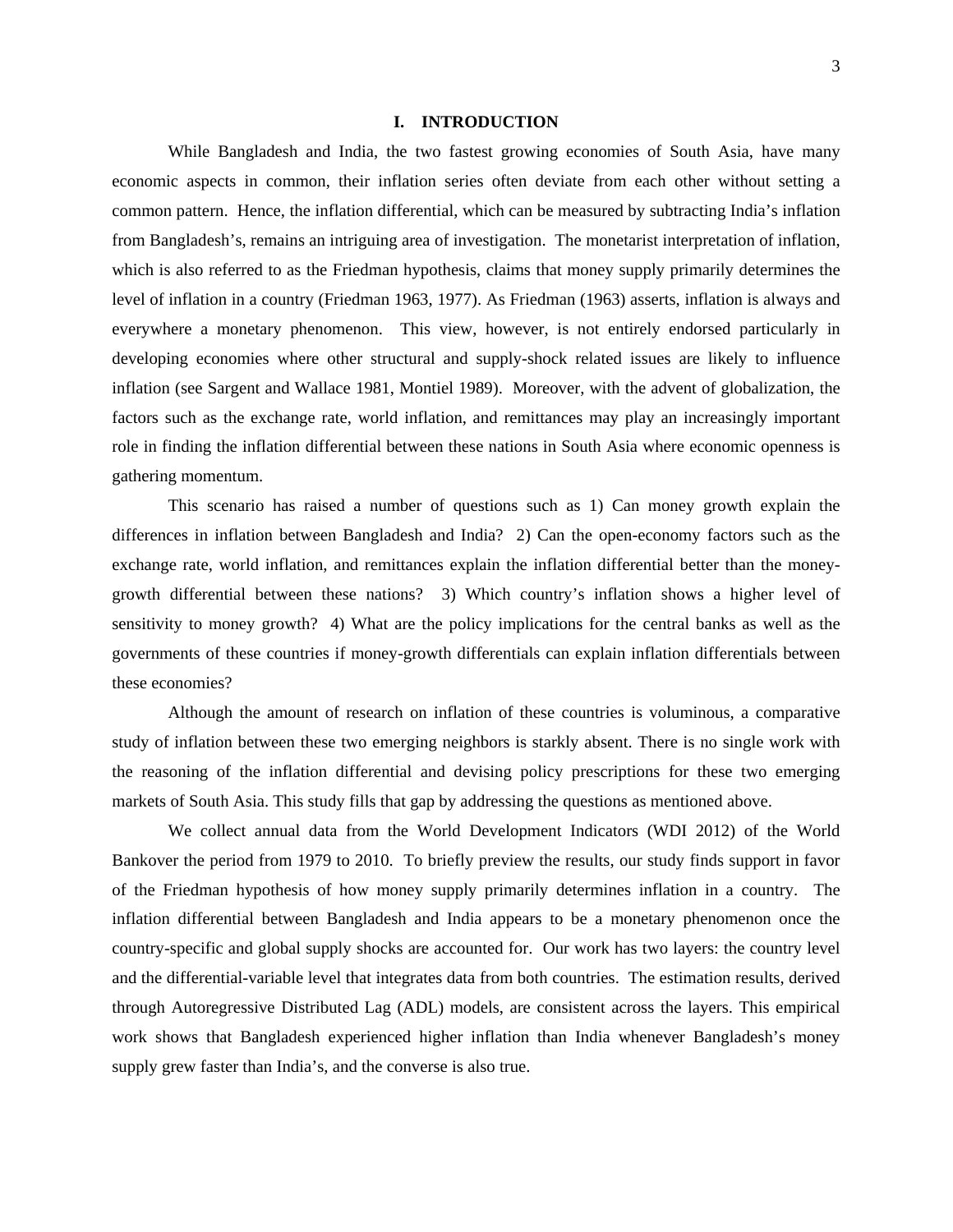# I. INTRODUCTION

While Bangladesh and India, the two fastest growing economies of South Asia, have many economic aspects in common, their inflation series often deviate from each other without setting a common pattern. Hence, the inflation differential, which can be measured by subtracting India's inflation from Bangladesh's, remains an intriguing area of investigation. The monetarist interpretation of inflation, which is also referred to as the Friedman hypothesis, claims that money supply primarily determines the level of inflation in a country (Friedman 1963, 1977). As Friedman (1963) asserts, inflation is always and everywhere a monetary phenomenon. This view, however, is not entirely endorsed particularly in developing economies where other structural and supply-shock related issues are likely to influence inflation (see Sargent and Wallace 1981, Montiel 1989). Moreover, with the advent of globalization, the factors such as the exchange rate, world inflation, and remittances may play an increasingly important role in finding the inflation differential between these nations in South Asia where economic openness is gathering momentum.

This scenario has raised a number of questions such as 1) Can money growth explain the differences in inflation between Bangladesh and India? 2) Can the open-economy factors such as the exchange rate, world inflation, and remittances explain the inflation differential better than the money-growth differential between these nations? 3) Which country's inflation shows a higher level of sensitivity to money growth? 4) What are the policy implications for the central banks as well as the governments of these countries if money-growth differentials can explain inflation differentials between these economies?

Although the amount of research on inflation of these countries is voluminous, a comparative study of inflation between these two emerging neighbors is starkly absent. There is no single work with the reasoning of the inflation differential and devising policy prescriptions for these two emerging markets of South Asia. This study fills that gap by addressing the questions as mentioned above.

We collect annual data from the World Development Indicators (WDI 2012) of the World Bankover the period from 1979 to 2010. To briefly preview the results, our study finds support in favor of the Friedman hypothesis of how money supply primarily determines inflation in a country. The inflation differential between Bangladesh and India appears to be a monetary phenomenon once the country-specific and global supply shocks are accounted for. Our work has two layers: the country level and the differential-variable level that integrates data from both countries. The estimation results, derived through Autoregressive Distributed Lag (ADL) models, are consistent across the layers. This empirical work shows that Bangladesh experienced higher inflation than India whenever Bangladesh's money supply grew faster than India's, and the converse is also true.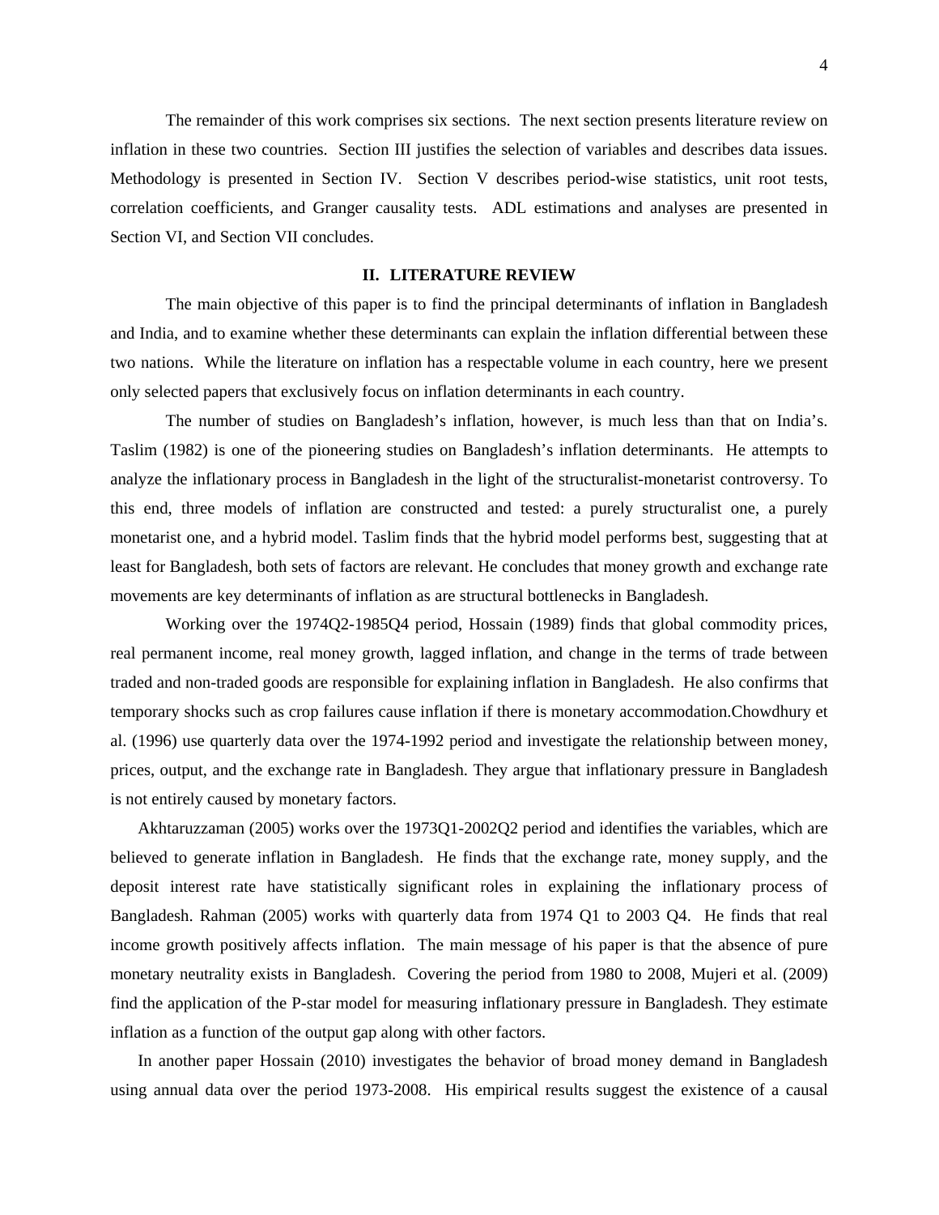The remainder of this work comprises six sections. The next section presents literature review on inflation in these two countries. Section III justifies the selection of variables and describes data issues. Methodology is presented in Section IV. Section V describes period-wise statistics, unit root tests, correlation coefficients, and Granger causality tests. ADL estimations and analyses are presented in Section VI, and Section VII concludes.

## II. LITERATURE REVIEW

The main objective of this paper is to find the principal determinants of inflation in Bangladesh and India, and to examine whether these determinants can explain the inflation differential between these two nations. While the literature on inflation has a respectable volume in each country, here we present only selected papers that exclusively focus on inflation determinants in each country.

The number of studies on Bangladesh's inflation, however, is much less than that on India's. Taslim (1982) is one of the pioneering studies on Bangladesh's inflation determinants. He attempts to analyze the inflationary process in Bangladesh in the light of the structuralist-monetarist controversy. To this end, three models of inflation are constructed and tested: a purely structuralist one, a purely monetarist one, and a hybrid model. Taslim finds that the hybrid model performs best, suggesting that at least for Bangladesh, both sets of factors are relevant. He concludes that money growth and exchange rate movements are key determinants of inflation as are structural bottlenecks in Bangladesh.

Working over the 1974Q2-1985Q4 period, Hossain (1989) finds that global commodity prices, real permanent income, real money growth, lagged inflation, and change in the terms of trade between traded and non-traded goods are responsible for explaining inflation in Bangladesh. He also confirms that temporary shocks such as crop failures cause inflation if there is monetary accommodation.Chowdhury et al. (1996) use quarterly data over the 1974-1992 period and investigate the relationship between money, prices, output, and the exchange rate in Bangladesh. They argue that inflationary pressure in Bangladesh is not entirely caused by monetary factors.

Akhtaruzzaman (2005) works over the 1973Q1-2002Q2 period and identifies the variables, which are believed to generate inflation in Bangladesh. He finds that the exchange rate, money supply, and the deposit interest rate have statistically significant roles in explaining the inflationary process of Bangladesh. Rahman (2005) works with quarterly data from 1974 Q1 to 2003 Q4. He finds that real income growth positively affects inflation. The main message of his paper is that the absence of pure monetary neutrality exists in Bangladesh. Covering the period from 1980 to 2008, Mujeri et al. (2009) find the application of the P-star model for measuring inflationary pressure in Bangladesh. They estimate inflation as a function of the output gap along with other factors.

In another paper Hossain (2010) investigates the behavior of broad money demand in Bangladesh using annual data over the period 1973-2008. His empirical results suggest the existence of a causal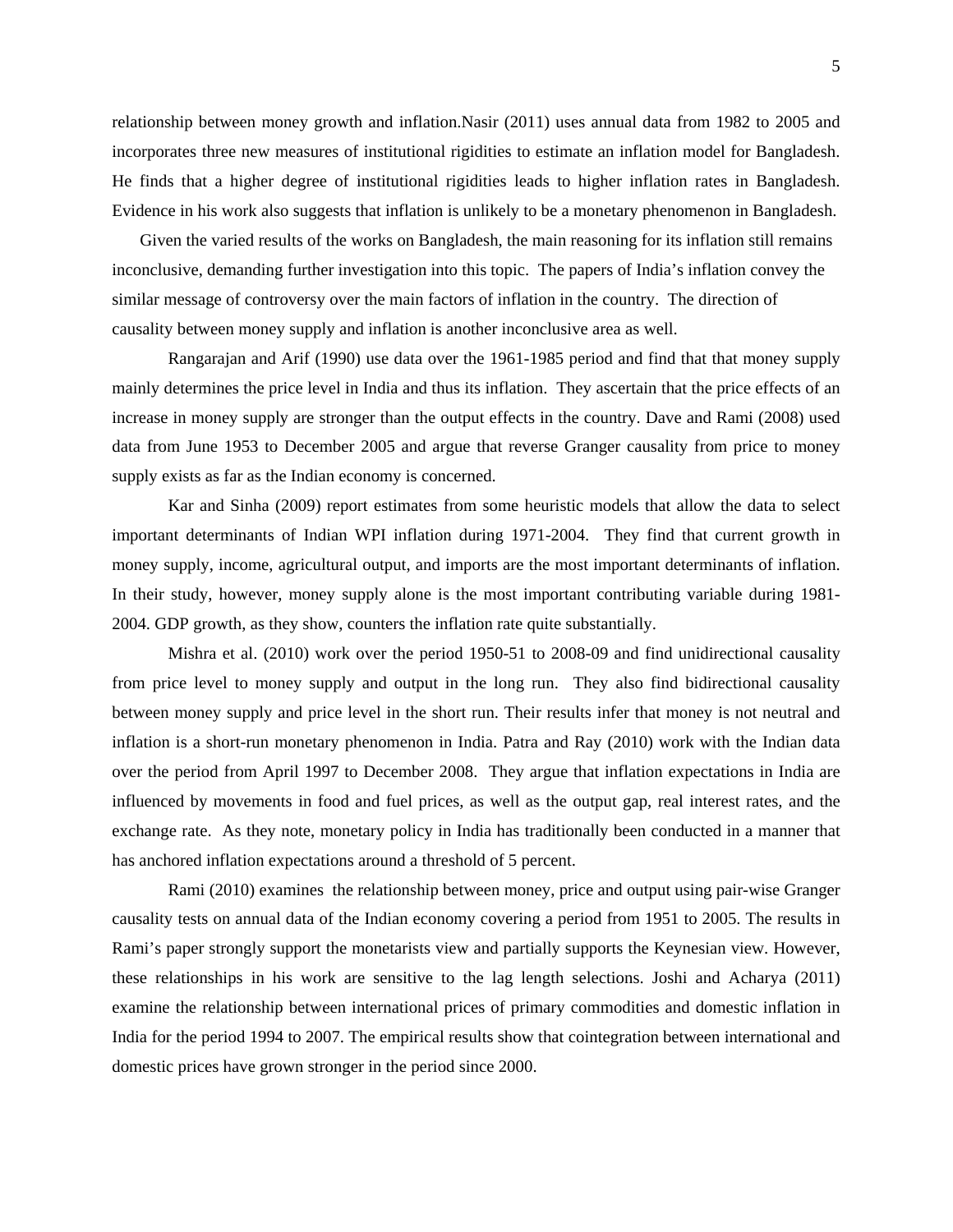relationship between money growth and inflation.Nasir (2011) uses annual data from 1982 to 2005 and incorporates three new measures of institutional rigidities to estimate an inflation model for Bangladesh. He finds that a higher degree of institutional rigidities leads to higher inflation rates in Bangladesh. Evidence in his work also suggests that inflation is unlikely to be a monetary phenomenon in Bangladesh.

Given the varied results of the works on Bangladesh, the main reasoning for its inflation still remains inconclusive, demanding further investigation into this topic. The papers of India's inflation convey the similar message of controversy over the main factors of inflation in the country. The direction of causality between money supply and inflation is another inconclusive area as well.

Rangarajan and Arif (1990) use data over the 1961-1985 period and find that that money supply mainly determines the price level in India and thus its inflation. They ascertain that the price effects of an increase in money supply are stronger than the output effects in the country. Dave and Rami (2008) used data from June 1953 to December 2005 and argue that reverse Granger causality from price to money supply exists as far as the Indian economy is concerned.

Kar and Sinha (2009) report estimates from some heuristic models that allow the data to select important determinants of Indian WPI inflation during 1971-2004. They find that current growth in money supply, income, agricultural output, and imports are the most important determinants of inflation. In their study, however, money supply alone is the most important contributing variable during 1981-2004. GDP growth, as they show, counters the inflation rate quite substantially.

Mishra et al. (2010) work over the period 1950-51 to 2008-09 and find unidirectional causality from price level to money supply and output in the long run. They also find bidirectional causality between money supply and price level in the short run. Their results infer that money is not neutral and inflation is a short-run monetary phenomenon in India. Patra and Ray (2010) work with the Indian data over the period from April 1997 to December 2008. They argue that inflation expectations in India are influenced by movements in food and fuel prices, as well as the output gap, real interest rates, and the exchange rate. As they note, monetary policy in India has traditionally been conducted in a manner that has anchored inflation expectations around a threshold of 5 percent.

Rami (2010) examines the relationship between money, price and output using pair-wise Granger causality tests on annual data of the Indian economy covering a period from 1951 to 2005. The results in Rami's paper strongly support the monetarists view and partially supports the Keynesian view. However, these relationships in his work are sensitive to the lag length selections. Joshi and Acharya (2011) examine the relationship between international prices of primary commodities and domestic inflation in India for the period 1994 to 2007. The empirical results show that cointegration between international and domestic prices have grown stronger in the period since 2000.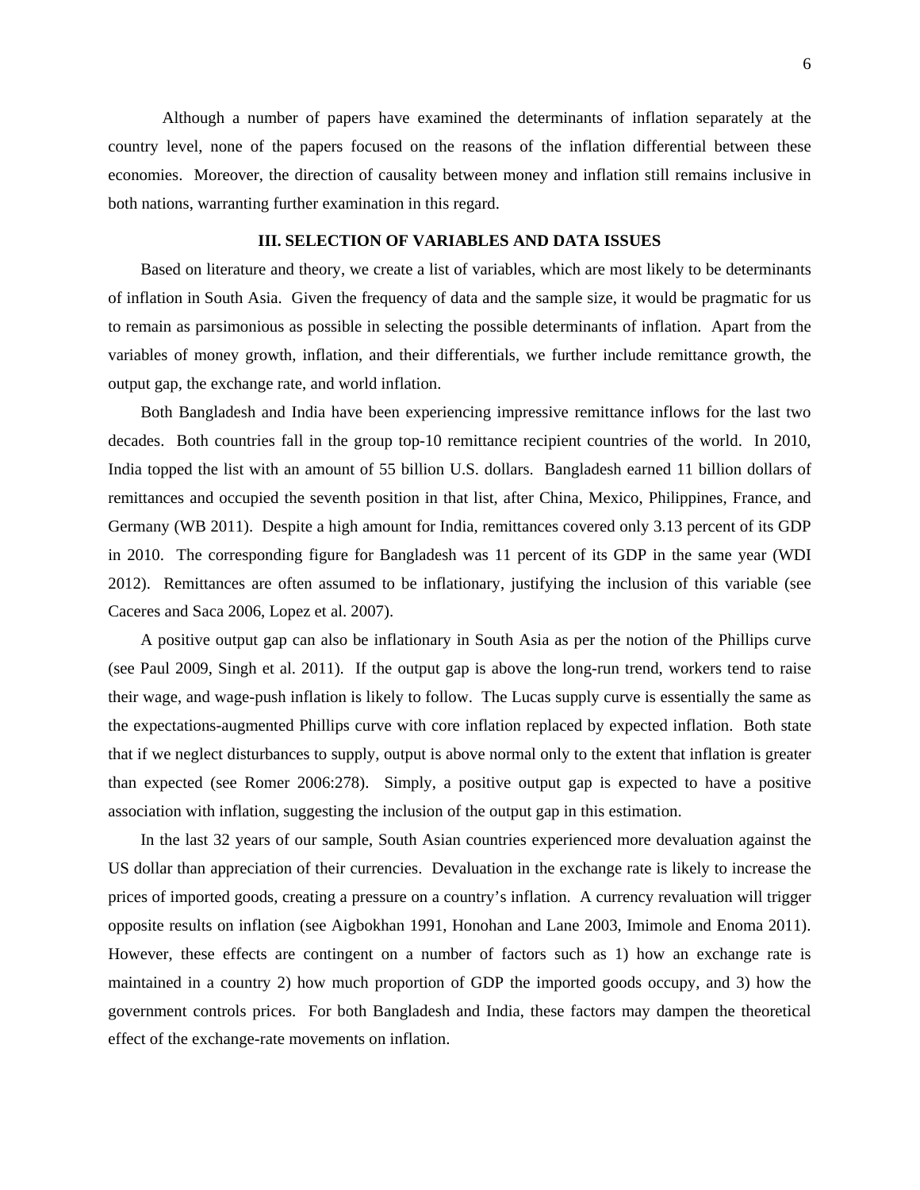Although a number of papers have examined the determinants of inflation separately at the country level, none of the papers focused on the reasons of the inflation differential between these economies. Moreover, the direction of causality between money and inflation still remains inclusive in both nations, warranting further examination in this regard.

## III. SELECTION OF VARIABLES AND DATA ISSUES

Based on literature and theory, we create a list of variables, which are most likely to be determinants of inflation in South Asia. Given the frequency of data and the sample size, it would be pragmatic for us to remain as parsimonious as possible in selecting the possible determinants of inflation. Apart from the variables of money growth, inflation, and their differentials, we further include remittance growth, the output gap, the exchange rate, and world inflation.

Both Bangladesh and India have been experiencing impressive remittance inflows for the last two decades. Both countries fall in the group top-10 remittance recipient countries of the world. In 2010, India topped the list with an amount of 55 billion U.S. dollars. Bangladesh earned 11 billion dollars of remittances and occupied the seventh position in that list, after China, Mexico, Philippines, France, and Germany (WB 2011). Despite a high amount for India, remittances covered only 3.13 percent of its GDP in 2010. The corresponding figure for Bangladesh was 11 percent of its GDP in the same year (WDI 2012). Remittances are often assumed to be inflationary, justifying the inclusion of this variable (see Caceres and Saca 2006, Lopez et al. 2007).

A positive output gap can also be inflationary in South Asia as per the notion of the Phillips curve (see Paul 2009, Singh et al. 2011). If the output gap is above the long-run trend, workers tend to raise their wage, and wage-push inflation is likely to follow. The Lucas supply curve is essentially the same as the expectations-augmented Phillips curve with core inflation replaced by expected inflation. Both state that if we neglect disturbances to supply, output is above normal only to the extent that inflation is greater than expected (see Romer 2006:278). Simply, a positive output gap is expected to have a positive association with inflation, suggesting the inclusion of the output gap in this estimation.

In the last 32 years of our sample, South Asian countries experienced more devaluation against the US dollar than appreciation of their currencies. Devaluation in the exchange rate is likely to increase the prices of imported goods, creating a pressure on a country's inflation. A currency revaluation will trigger opposite results on inflation (see Aigbokhan 1991, Honohan and Lane 2003, Imimole and Enoma 2011). However, these effects are contingent on a number of factors such as 1) how an exchange rate is maintained in a country 2) how much proportion of GDP the imported goods occupy, and 3) how the government controls prices. For both Bangladesh and India, these factors may dampen the theoretical effect of the exchange-rate movements on inflation.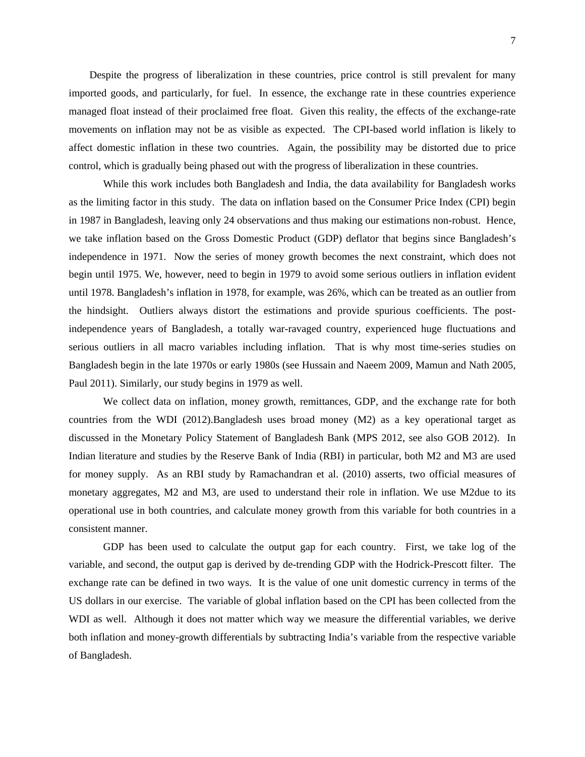Despite the progress of liberalization in these countries, price control is still prevalent for many imported goods, and particularly, for fuel. In essence, the exchange rate in these countries experience managed float instead of their proclaimed free float. Given this reality, the effects of the exchange-rate movements on inflation may not be as visible as expected. The CPI-based world inflation is likely to affect domestic inflation in these two countries. Again, the possibility may be distorted due to price control, which is gradually being phased out with the progress of liberalization in these countries.

While this work includes both Bangladesh and India, the data availability for Bangladesh works as the limiting factor in this study. The data on inflation based on the Consumer Price Index (CPI) begin in 1987 in Bangladesh, leaving only 24 observations and thus making our estimations non-robust. Hence, we take inflation based on the Gross Domestic Product (GDP) deflator that begins since Bangladesh's independence in 1971. Now the series of money growth becomes the next constraint, which does not begin until 1975. We, however, need to begin in 1979 to avoid some serious outliers in inflation evident until 1978. Bangladesh's inflation in 1978, for example, was 26%, which can be treated as an outlier from the hindsight. Outliers always distort the estimations and provide spurious coefficients. The post-independence years of Bangladesh, a totally war-ravaged country, experienced huge fluctuations and serious outliers in all macro variables including inflation. That is why most time-series studies on Bangladesh begin in the late 1970s or early 1980s (see Hussain and Naeem 2009, Mamun and Nath 2005, Paul 2011). Similarly, our study begins in 1979 as well.

We collect data on inflation, money growth, remittances, GDP, and the exchange rate for both countries from the WDI (2012).Bangladesh uses broad money (M2) as a key operational target as discussed in the Monetary Policy Statement of Bangladesh Bank (MPS 2012, see also GOB 2012). In Indian literature and studies by the Reserve Bank of India (RBI) in particular, both M2 and M3 are used for money supply. As an RBI study by Ramachandran et al. (2010) asserts, two official measures of monetary aggregates, M2 and M3, are used to understand their role in inflation. We use M2due to its operational use in both countries, and calculate money growth from this variable for both countries in a consistent manner.

GDP has been used to calculate the output gap for each country. First, we take log of the variable, and second, the output gap is derived by de-trending GDP with the Hodrick-Prescott filter. The exchange rate can be defined in two ways. It is the value of one unit domestic currency in terms of the US dollars in our exercise. The variable of global inflation based on the CPI has been collected from the WDI as well. Although it does not matter which way we measure the differential variables, we derive both inflation and money-growth differentials by subtracting India's variable from the respective variable of Bangladesh.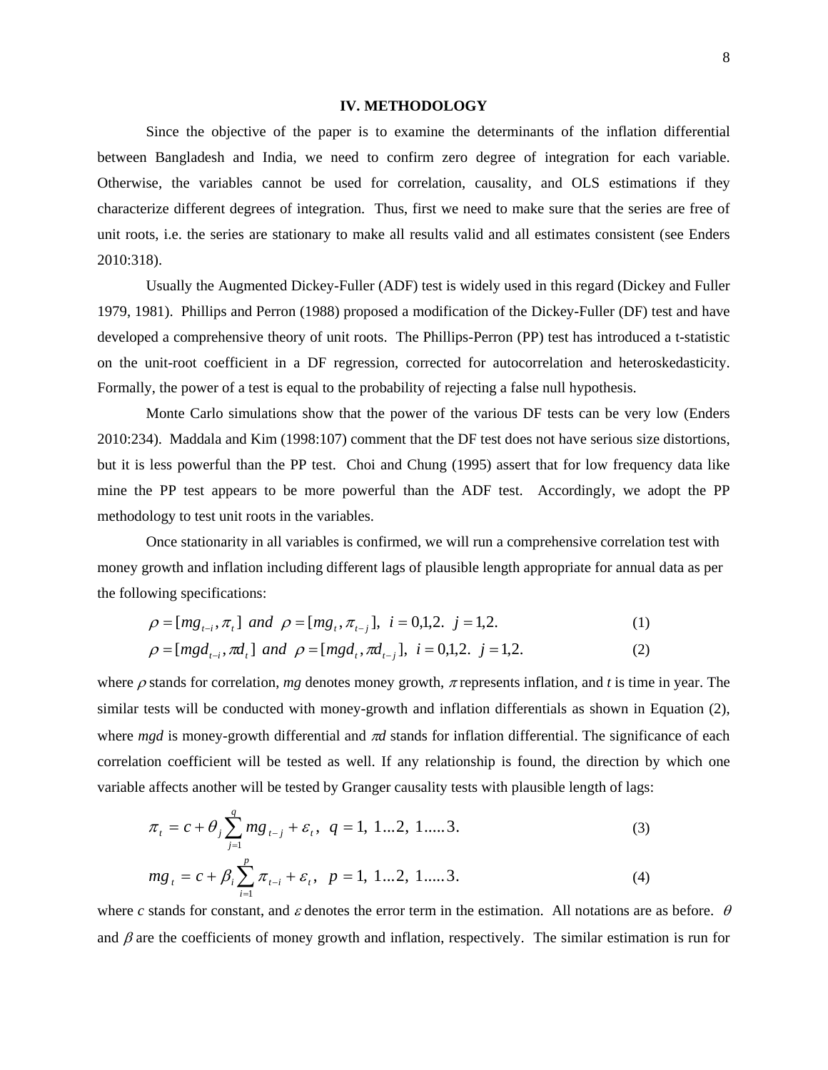## IV. METHODOLOGY

Since the objective of the paper is to examine the determinants of the inflation differential between Bangladesh and India, we need to confirm zero degree of integration for each variable. Otherwise, the variables cannot be used for correlation, causality, and OLS estimations if they characterize different degrees of integration. Thus, first we need to make sure that the series are free of unit roots, i.e. the series are stationary to make all results valid and all estimates consistent (see Enders 2010:318).

Usually the Augmented Dickey-Fuller (ADF) test is widely used in this regard (Dickey and Fuller 1979, 1981). Phillips and Perron (1988) proposed a modification of the Dickey-Fuller (DF) test and have developed a comprehensive theory of unit roots. The Phillips-Perron (PP) test has introduced a t-statistic on the unit-root coefficient in a DF regression, corrected for autocorrelation and heteroskedasticity. Formally, the power of a test is equal to the probability of rejecting a false null hypothesis.

Monte Carlo simulations show that the power of the various DF tests can be very low (Enders 2010:234). Maddala and Kim (1998:107) comment that the DF test does not have serious size distortions, but it is less powerful than the PP test. Choi and Chung (1995) assert that for low frequency data like mine the PP test appears to be more powerful than the ADF test. Accordingly, we adopt the PP methodology to test unit roots in the variables.

Once stationarity in all variables is confirmed, we will run a comprehensive correlation test with money growth and inflation including different lags of plausible length appropriate for annual data as per the following specifications:

$$\rho = [mg_{t-i}, \pi_t] \ \ and \ \ \rho = [mg_t, \pi_{t-j}], \ \ i = 0,1,2. \ \ j = 1,2. \tag{1}$$

$$\rho = [mgd_{t-i}, \pi d_t] \ \ and \ \ \rho = [mgd_t, \pi d_{t-j}], \ \ i = 0,1,2. \ \ j = 1,2. \tag{2}$$

where $\rho$ stands for correlation, *mg* denotes money growth, $\pi$ represents inflation, and *t* is time in year. The similar tests will be conducted with money-growth and inflation differentials as shown in Equation (2), where *mgd* is money-growth differential and $\pi d$ stands for inflation differential. The significance of each correlation coefficient will be tested as well. If any relationship is found, the direction by which one variable affects another will be tested by Granger causality tests with plausible length of lags:

$$\pi_t = c + \theta_j \sum_{j=1}^{q} mg_{t-j} + \varepsilon_t, \ \ q = 1, \ 1...2, \ 1.....3. \tag{3}$$

$$mg_t = c + \beta_i \sum_{i=1}^{p} \pi_{t-i} + \varepsilon_t, \ \ p = 1, \ 1...2, \ 1.....3. \tag{4}$$

where *c* stands for constant, and $\varepsilon$ denotes the error term in the estimation. All notations are as before. $\theta$ and $\beta$ are the coefficients of money growth and inflation, respectively. The similar estimation is run for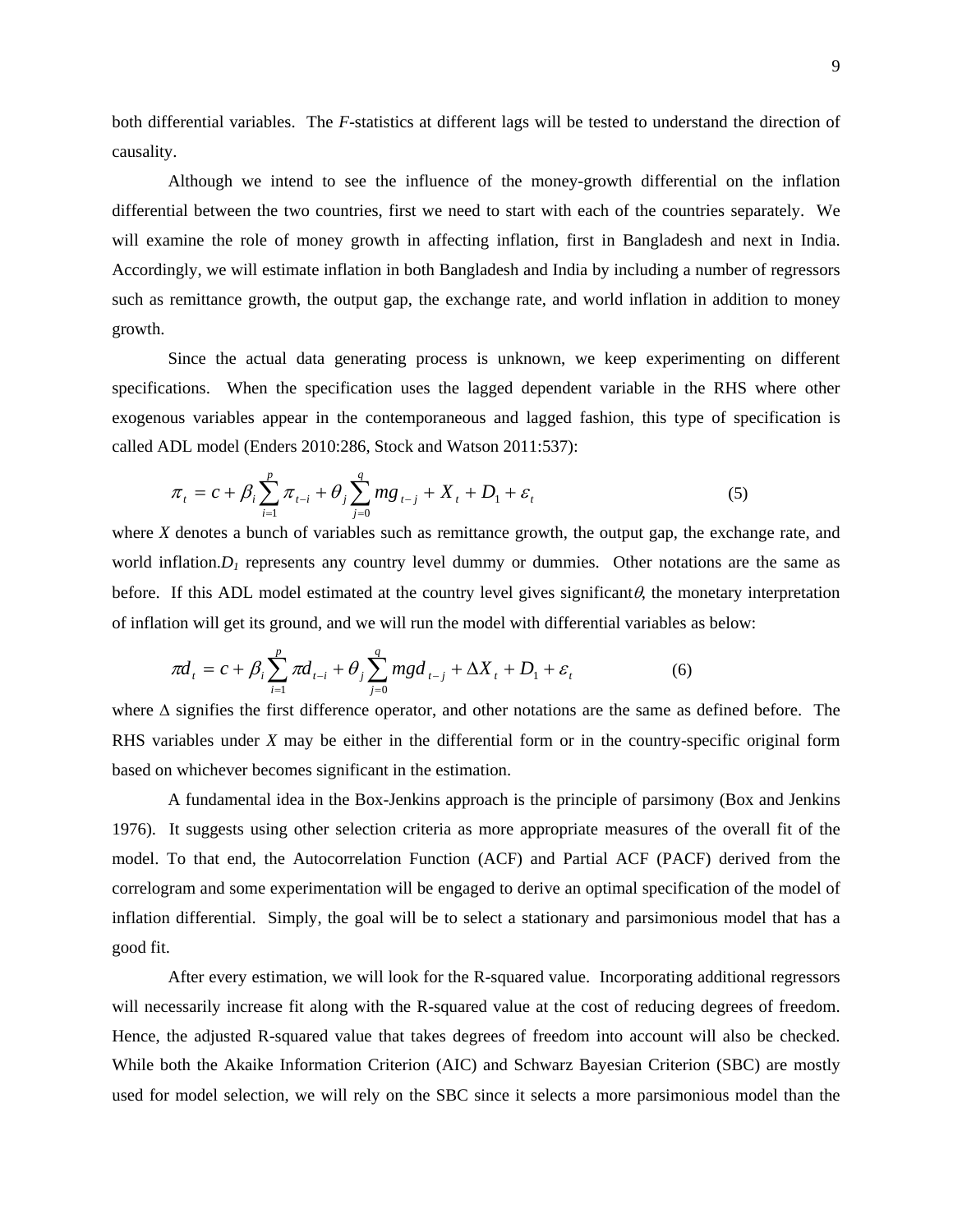both differential variables. The *F*-statistics at different lags will be tested to understand the direction of causality.

Although we intend to see the influence of the money-growth differential on the inflation differential between the two countries, first we need to start with each of the countries separately. We will examine the role of money growth in affecting inflation, first in Bangladesh and next in India. Accordingly, we will estimate inflation in both Bangladesh and India by including a number of regressors such as remittance growth, the output gap, the exchange rate, and world inflation in addition to money growth.

Since the actual data generating process is unknown, we keep experimenting on different specifications. When the specification uses the lagged dependent variable in the RHS where other exogenous variables appear in the contemporaneous and lagged fashion, this type of specification is called ADL model (Enders 2010:286, Stock and Watson 2011:537):

$$\pi_t = c + \beta_i \sum_{i=1}^{p} \pi_{t-i} + \theta_j \sum_{j=0}^{q} mg_{t-j} + X_t + D_1 + \varepsilon_t \tag{5}$$

where *X* denotes a bunch of variables such as remittance growth, the output gap, the exchange rate, and world inflation. $D_1$ represents any country level dummy or dummies. Other notations are the same as before. If this ADL model estimated at the country level gives significant $\theta$, the monetary interpretation of inflation will get its ground, and we will run the model with differential variables as below:

$$\pi d_t = c + \beta_i \sum_{i=1}^{p} \pi d_{t-i} + \theta_j \sum_{j=0}^{q} mgd_{t-j} + \Delta X_t + D_1 + \varepsilon_t \tag{6}$$

where $\Delta$ signifies the first difference operator, and other notations are the same as defined before. The RHS variables under *X* may be either in the differential form or in the country-specific original form based on whichever becomes significant in the estimation.

A fundamental idea in the Box-Jenkins approach is the principle of parsimony (Box and Jenkins 1976). It suggests using other selection criteria as more appropriate measures of the overall fit of the model. To that end, the Autocorrelation Function (ACF) and Partial ACF (PACF) derived from the correlogram and some experimentation will be engaged to derive an optimal specification of the model of inflation differential. Simply, the goal will be to select a stationary and parsimonious model that has a good fit.

After every estimation, we will look for the R-squared value. Incorporating additional regressors will necessarily increase fit along with the R-squared value at the cost of reducing degrees of freedom. Hence, the adjusted R-squared value that takes degrees of freedom into account will also be checked. While both the Akaike Information Criterion (AIC) and Schwarz Bayesian Criterion (SBC) are mostly used for model selection, we will rely on the SBC since it selects a more parsimonious model than the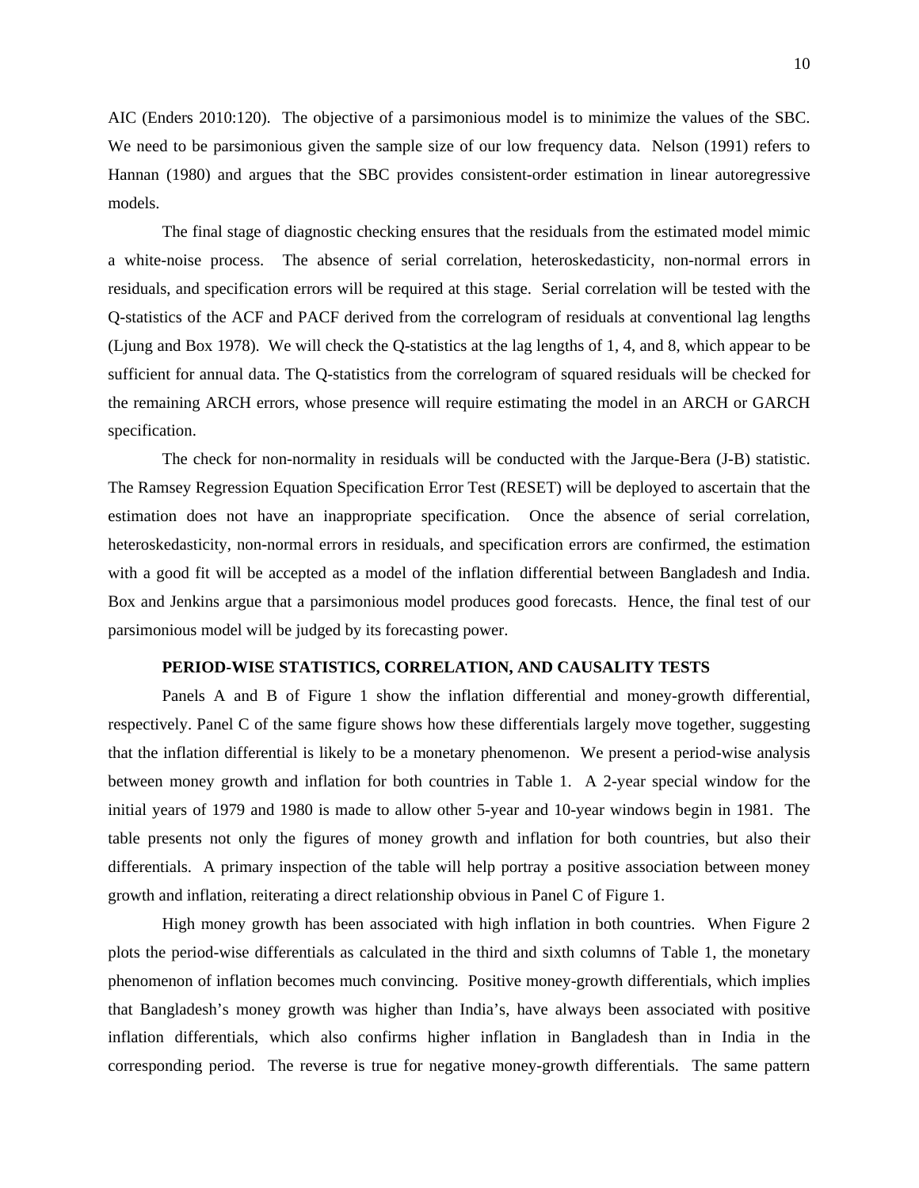AIC (Enders 2010:120). The objective of a parsimonious model is to minimize the values of the SBC. We need to be parsimonious given the sample size of our low frequency data. Nelson (1991) refers to Hannan (1980) and argues that the SBC provides consistent-order estimation in linear autoregressive models.

The final stage of diagnostic checking ensures that the residuals from the estimated model mimic a white-noise process. The absence of serial correlation, heteroskedasticity, non-normal errors in residuals, and specification errors will be required at this stage. Serial correlation will be tested with the Q-statistics of the ACF and PACF derived from the correlogram of residuals at conventional lag lengths (Ljung and Box 1978). We will check the Q-statistics at the lag lengths of 1, 4, and 8, which appear to be sufficient for annual data. The Q-statistics from the correlogram of squared residuals will be checked for the remaining ARCH errors, whose presence will require estimating the model in an ARCH or GARCH specification.

The check for non-normality in residuals will be conducted with the Jarque-Bera (J-B) statistic. The Ramsey Regression Equation Specification Error Test (RESET) will be deployed to ascertain that the estimation does not have an inappropriate specification. Once the absence of serial correlation, heteroskedasticity, non-normal errors in residuals, and specification errors are confirmed, the estimation with a good fit will be accepted as a model of the inflation differential between Bangladesh and India. Box and Jenkins argue that a parsimonious model produces good forecasts. Hence, the final test of our parsimonious model will be judged by its forecasting power.

## PERIOD-WISE STATISTICS, CORRELATION, AND CAUSALITY TESTS

Panels A and B of Figure 1 show the inflation differential and money-growth differential, respectively. Panel C of the same figure shows how these differentials largely move together, suggesting that the inflation differential is likely to be a monetary phenomenon. We present a period-wise analysis between money growth and inflation for both countries in Table 1. A 2-year special window for the initial years of 1979 and 1980 is made to allow other 5-year and 10-year windows begin in 1981. The table presents not only the figures of money growth and inflation for both countries, but also their differentials. A primary inspection of the table will help portray a positive association between money growth and inflation, reiterating a direct relationship obvious in Panel C of Figure 1.

High money growth has been associated with high inflation in both countries. When Figure 2 plots the period-wise differentials as calculated in the third and sixth columns of Table 1, the monetary phenomenon of inflation becomes much convincing. Positive money-growth differentials, which implies that Bangladesh's money growth was higher than India's, have always been associated with positive inflation differentials, which also confirms higher inflation in Bangladesh than in India in the corresponding period. The reverse is true for negative money-growth differentials. The same pattern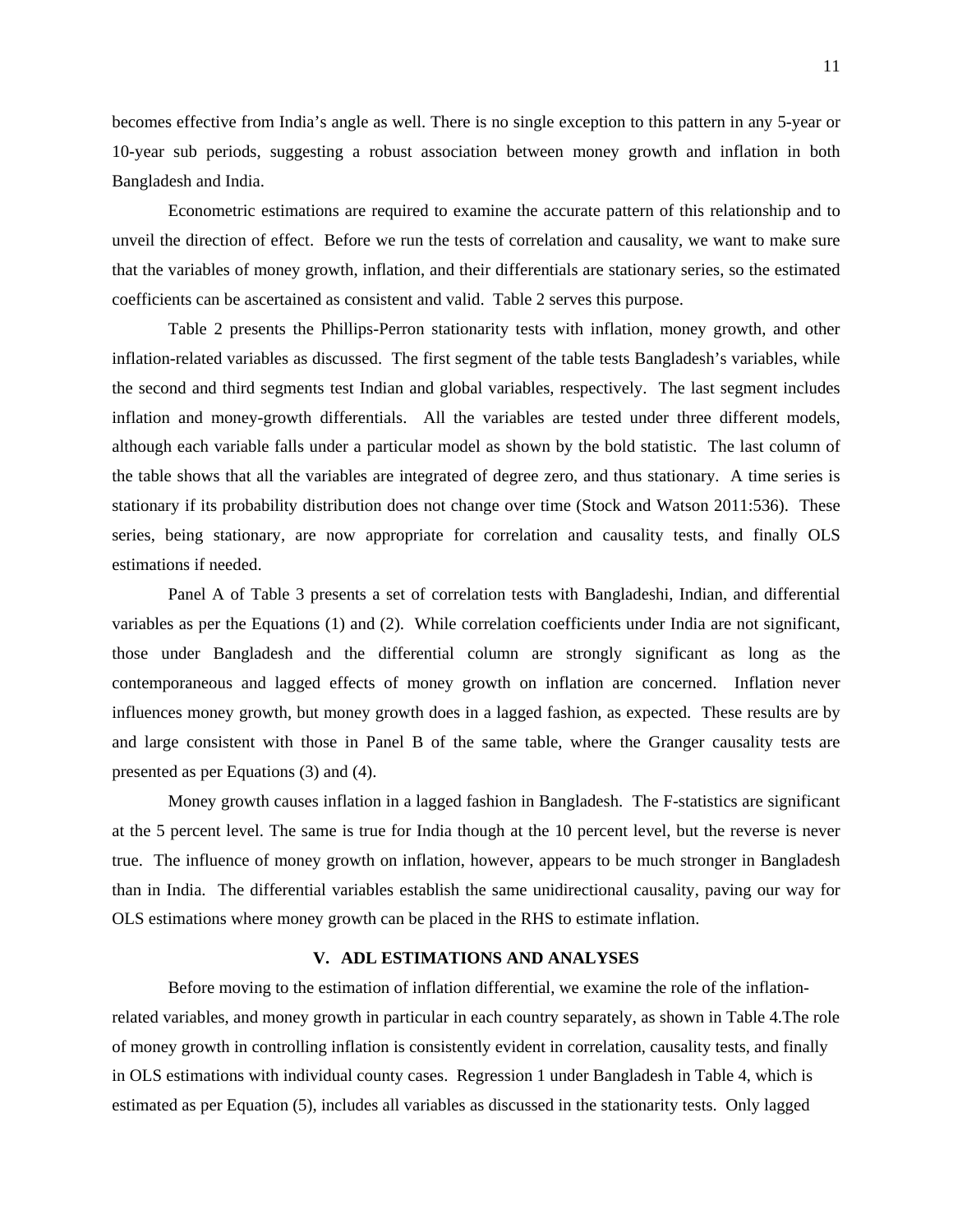becomes effective from India's angle as well. There is no single exception to this pattern in any 5-year or 10-year sub periods, suggesting a robust association between money growth and inflation in both Bangladesh and India.

Econometric estimations are required to examine the accurate pattern of this relationship and to unveil the direction of effect. Before we run the tests of correlation and causality, we want to make sure that the variables of money growth, inflation, and their differentials are stationary series, so the estimated coefficients can be ascertained as consistent and valid. Table 2 serves this purpose.

Table 2 presents the Phillips-Perron stationarity tests with inflation, money growth, and other inflation-related variables as discussed. The first segment of the table tests Bangladesh's variables, while the second and third segments test Indian and global variables, respectively. The last segment includes inflation and money-growth differentials. All the variables are tested under three different models, although each variable falls under a particular model as shown by the bold statistic. The last column of the table shows that all the variables are integrated of degree zero, and thus stationary. A time series is stationary if its probability distribution does not change over time (Stock and Watson 2011:536). These series, being stationary, are now appropriate for correlation and causality tests, and finally OLS estimations if needed.

Panel A of Table 3 presents a set of correlation tests with Bangladeshi, Indian, and differential variables as per the Equations (1) and (2). While correlation coefficients under India are not significant, those under Bangladesh and the differential column are strongly significant as long as the contemporaneous and lagged effects of money growth on inflation are concerned. Inflation never influences money growth, but money growth does in a lagged fashion, as expected. These results are by and large consistent with those in Panel B of the same table, where the Granger causality tests are presented as per Equations (3) and (4).

Money growth causes inflation in a lagged fashion in Bangladesh. The F-statistics are significant at the 5 percent level. The same is true for India though at the 10 percent level, but the reverse is never true. The influence of money growth on inflation, however, appears to be much stronger in Bangladesh than in India. The differential variables establish the same unidirectional causality, paving our way for OLS estimations where money growth can be placed in the RHS to estimate inflation.

## V. ADL ESTIMATIONS AND ANALYSES

Before moving to the estimation of inflation differential, we examine the role of the inflation-related variables, and money growth in particular in each country separately, as shown in Table 4.The role of money growth in controlling inflation is consistently evident in correlation, causality tests, and finally in OLS estimations with individual county cases. Regression 1 under Bangladesh in Table 4, which is estimated as per Equation (5), includes all variables as discussed in the stationarity tests. Only lagged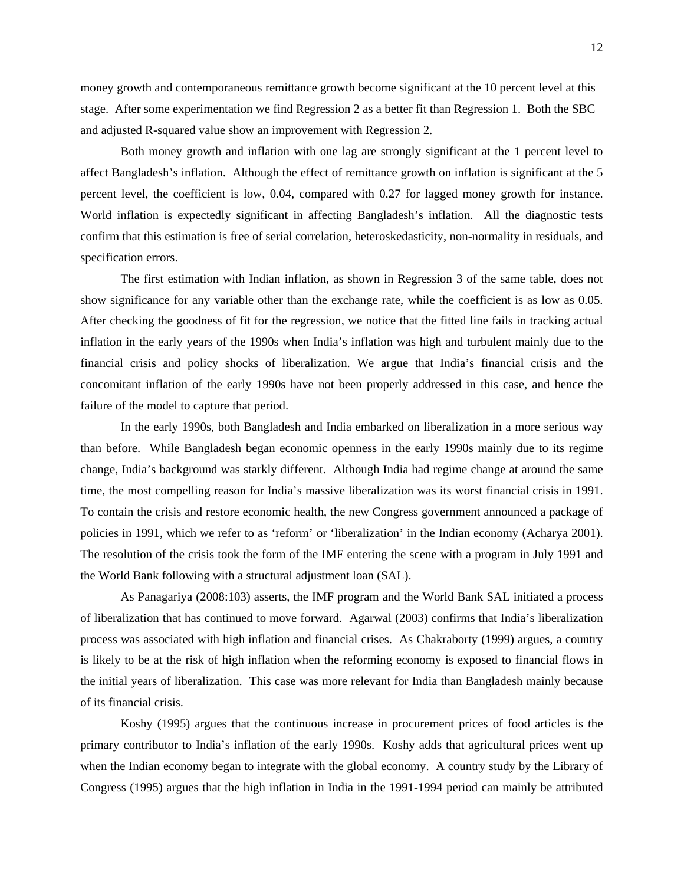money growth and contemporaneous remittance growth become significant at the 10 percent level at this stage. After some experimentation we find Regression 2 as a better fit than Regression 1. Both the SBC and adjusted R-squared value show an improvement with Regression 2.

Both money growth and inflation with one lag are strongly significant at the 1 percent level to affect Bangladesh's inflation. Although the effect of remittance growth on inflation is significant at the 5 percent level, the coefficient is low, 0.04, compared with 0.27 for lagged money growth for instance. World inflation is expectedly significant in affecting Bangladesh's inflation. All the diagnostic tests confirm that this estimation is free of serial correlation, heteroskedasticity, non-normality in residuals, and specification errors.

The first estimation with Indian inflation, as shown in Regression 3 of the same table, does not show significance for any variable other than the exchange rate, while the coefficient is as low as 0.05. After checking the goodness of fit for the regression, we notice that the fitted line fails in tracking actual inflation in the early years of the 1990s when India's inflation was high and turbulent mainly due to the financial crisis and policy shocks of liberalization. We argue that India's financial crisis and the concomitant inflation of the early 1990s have not been properly addressed in this case, and hence the failure of the model to capture that period.

In the early 1990s, both Bangladesh and India embarked on liberalization in a more serious way than before. While Bangladesh began economic openness in the early 1990s mainly due to its regime change, India's background was starkly different. Although India had regime change at around the same time, the most compelling reason for India's massive liberalization was its worst financial crisis in 1991. To contain the crisis and restore economic health, the new Congress government announced a package of policies in 1991, which we refer to as 'reform' or 'liberalization' in the Indian economy (Acharya 2001). The resolution of the crisis took the form of the IMF entering the scene with a program in July 1991 and the World Bank following with a structural adjustment loan (SAL).

As Panagariya (2008:103) asserts, the IMF program and the World Bank SAL initiated a process of liberalization that has continued to move forward. Agarwal (2003) confirms that India's liberalization process was associated with high inflation and financial crises. As Chakraborty (1999) argues, a country is likely to be at the risk of high inflation when the reforming economy is exposed to financial flows in the initial years of liberalization. This case was more relevant for India than Bangladesh mainly because of its financial crisis.

Koshy (1995) argues that the continuous increase in procurement prices of food articles is the primary contributor to India's inflation of the early 1990s. Koshy adds that agricultural prices went up when the Indian economy began to integrate with the global economy. A country study by the Library of Congress (1995) argues that the high inflation in India in the 1991-1994 period can mainly be attributed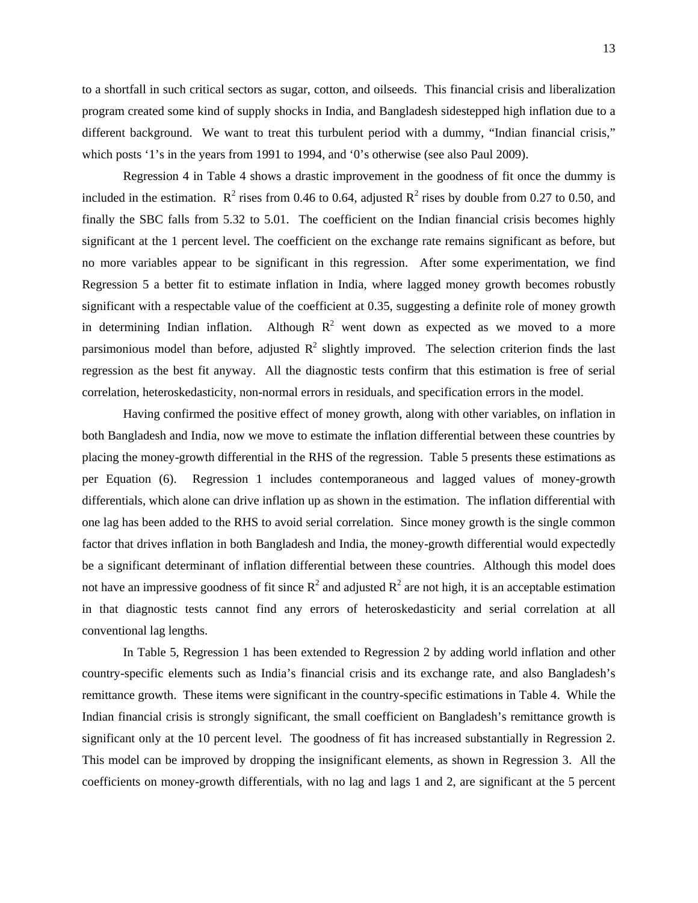to a shortfall in such critical sectors as sugar, cotton, and oilseeds. This financial crisis and liberalization program created some kind of supply shocks in India, and Bangladesh sidestepped high inflation due to a different background. We want to treat this turbulent period with a dummy, "Indian financial crisis," which posts '1's in the years from 1991 to 1994, and '0's otherwise (see also Paul 2009).

Regression 4 in Table 4 shows a drastic improvement in the goodness of fit once the dummy is included in the estimation. $R^2$ rises from 0.46 to 0.64, adjusted $R^2$ rises by double from 0.27 to 0.50, and finally the SBC falls from 5.32 to 5.01. The coefficient on the Indian financial crisis becomes highly significant at the 1 percent level. The coefficient on the exchange rate remains significant as before, but no more variables appear to be significant in this regression. After some experimentation, we find Regression 5 a better fit to estimate inflation in India, where lagged money growth becomes robustly significant with a respectable value of the coefficient at 0.35, suggesting a definite role of money growth in determining Indian inflation. Although $R^2$ went down as expected as we moved to a more parsimonious model than before, adjusted $R^2$ slightly improved. The selection criterion finds the last regression as the best fit anyway. All the diagnostic tests confirm that this estimation is free of serial correlation, heteroskedasticity, non-normal errors in residuals, and specification errors in the model.

Having confirmed the positive effect of money growth, along with other variables, on inflation in both Bangladesh and India, now we move to estimate the inflation differential between these countries by placing the money-growth differential in the RHS of the regression. Table 5 presents these estimations as per Equation (6). Regression 1 includes contemporaneous and lagged values of money-growth differentials, which alone can drive inflation up as shown in the estimation. The inflation differential with one lag has been added to the RHS to avoid serial correlation. Since money growth is the single common factor that drives inflation in both Bangladesh and India, the money-growth differential would expectedly be a significant determinant of inflation differential between these countries. Although this model does not have an impressive goodness of fit since $R^2$ and adjusted $R^2$ are not high, it is an acceptable estimation in that diagnostic tests cannot find any errors of heteroskedasticity and serial correlation at all conventional lag lengths.

In Table 5, Regression 1 has been extended to Regression 2 by adding world inflation and other country-specific elements such as India's financial crisis and its exchange rate, and also Bangladesh's remittance growth. These items were significant in the country-specific estimations in Table 4. While the Indian financial crisis is strongly significant, the small coefficient on Bangladesh's remittance growth is significant only at the 10 percent level. The goodness of fit has increased substantially in Regression 2. This model can be improved by dropping the insignificant elements, as shown in Regression 3. All the coefficients on money-growth differentials, with no lag and lags 1 and 2, are significant at the 5 percent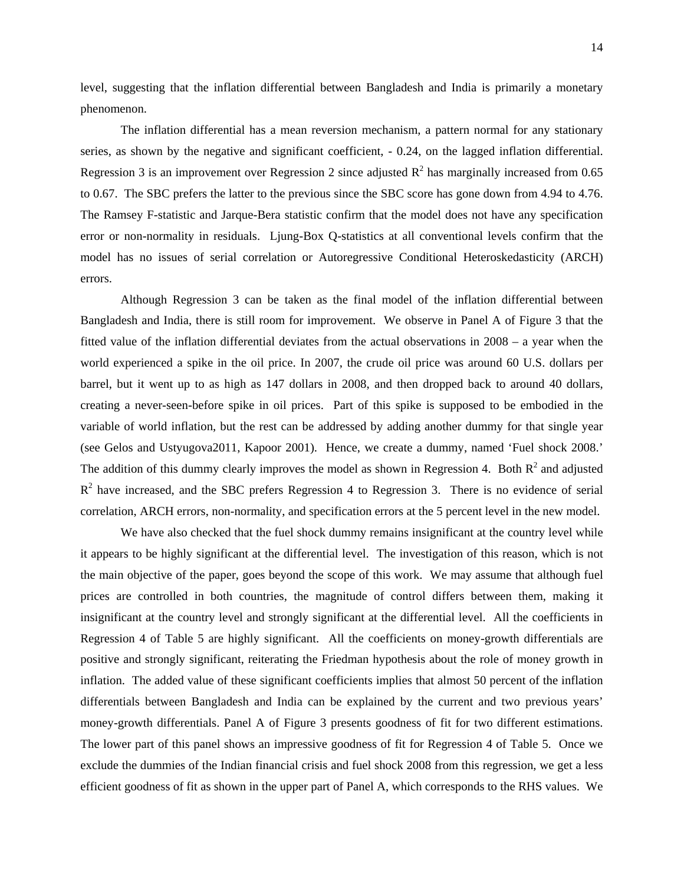level, suggesting that the inflation differential between Bangladesh and India is primarily a monetary phenomenon.

The inflation differential has a mean reversion mechanism, a pattern normal for any stationary series, as shown by the negative and significant coefficient, - 0.24, on the lagged inflation differential. Regression 3 is an improvement over Regression 2 since adjusted $R^2$ has marginally increased from 0.65 to 0.67. The SBC prefers the latter to the previous since the SBC score has gone down from 4.94 to 4.76. The Ramsey F-statistic and Jarque-Bera statistic confirm that the model does not have any specification error or non-normality in residuals. Ljung-Box Q-statistics at all conventional levels confirm that the model has no issues of serial correlation or Autoregressive Conditional Heteroskedasticity (ARCH) errors.

Although Regression 3 can be taken as the final model of the inflation differential between Bangladesh and India, there is still room for improvement. We observe in Panel A of Figure 3 that the fitted value of the inflation differential deviates from the actual observations in 2008 – a year when the world experienced a spike in the oil price. In 2007, the crude oil price was around 60 U.S. dollars per barrel, but it went up to as high as 147 dollars in 2008, and then dropped back to around 40 dollars, creating a never-seen-before spike in oil prices. Part of this spike is supposed to be embodied in the variable of world inflation, but the rest can be addressed by adding another dummy for that single year (see Gelos and Ustyugova2011, Kapoor 2001). Hence, we create a dummy, named 'Fuel shock 2008.' The addition of this dummy clearly improves the model as shown in Regression 4. Both $R^2$ and adjusted $R^2$ have increased, and the SBC prefers Regression 4 to Regression 3. There is no evidence of serial correlation, ARCH errors, non-normality, and specification errors at the 5 percent level in the new model.

We have also checked that the fuel shock dummy remains insignificant at the country level while it appears to be highly significant at the differential level. The investigation of this reason, which is not the main objective of the paper, goes beyond the scope of this work. We may assume that although fuel prices are controlled in both countries, the magnitude of control differs between them, making it insignificant at the country level and strongly significant at the differential level. All the coefficients in Regression 4 of Table 5 are highly significant. All the coefficients on money-growth differentials are positive and strongly significant, reiterating the Friedman hypothesis about the role of money growth in inflation. The added value of these significant coefficients implies that almost 50 percent of the inflation differentials between Bangladesh and India can be explained by the current and two previous years' money-growth differentials. Panel A of Figure 3 presents goodness of fit for two different estimations. The lower part of this panel shows an impressive goodness of fit for Regression 4 of Table 5. Once we exclude the dummies of the Indian financial crisis and fuel shock 2008 from this regression, we get a less efficient goodness of fit as shown in the upper part of Panel A, which corresponds to the RHS values. We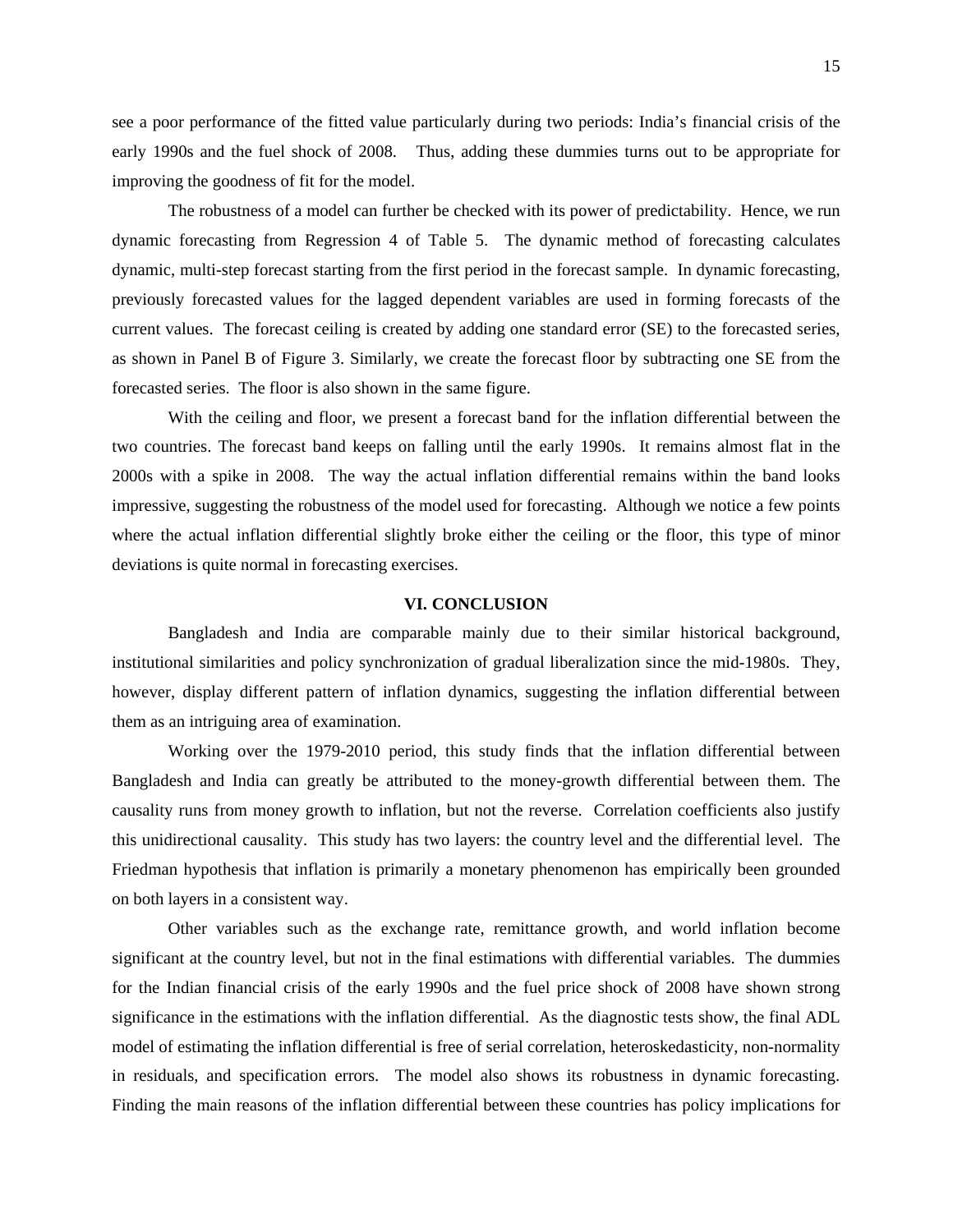see a poor performance of the fitted value particularly during two periods: India's financial crisis of the early 1990s and the fuel shock of 2008. Thus, adding these dummies turns out to be appropriate for improving the goodness of fit for the model.

The robustness of a model can further be checked with its power of predictability. Hence, we run dynamic forecasting from Regression 4 of Table 5. The dynamic method of forecasting calculates dynamic, multi-step forecast starting from the first period in the forecast sample. In dynamic forecasting, previously forecasted values for the lagged dependent variables are used in forming forecasts of the current values. The forecast ceiling is created by adding one standard error (SE) to the forecasted series, as shown in Panel B of Figure 3. Similarly, we create the forecast floor by subtracting one SE from the forecasted series. The floor is also shown in the same figure.

With the ceiling and floor, we present a forecast band for the inflation differential between the two countries. The forecast band keeps on falling until the early 1990s. It remains almost flat in the 2000s with a spike in 2008. The way the actual inflation differential remains within the band looks impressive, suggesting the robustness of the model used for forecasting. Although we notice a few points where the actual inflation differential slightly broke either the ceiling or the floor, this type of minor deviations is quite normal in forecasting exercises.

## VI. CONCLUSION

Bangladesh and India are comparable mainly due to their similar historical background, institutional similarities and policy synchronization of gradual liberalization since the mid-1980s. They, however, display different pattern of inflation dynamics, suggesting the inflation differential between them as an intriguing area of examination.

Working over the 1979-2010 period, this study finds that the inflation differential between Bangladesh and India can greatly be attributed to the money-growth differential between them. The causality runs from money growth to inflation, but not the reverse. Correlation coefficients also justify this unidirectional causality. This study has two layers: the country level and the differential level. The Friedman hypothesis that inflation is primarily a monetary phenomenon has empirically been grounded on both layers in a consistent way.

Other variables such as the exchange rate, remittance growth, and world inflation become significant at the country level, but not in the final estimations with differential variables. The dummies for the Indian financial crisis of the early 1990s and the fuel price shock of 2008 have shown strong significance in the estimations with the inflation differential. As the diagnostic tests show, the final ADL model of estimating the inflation differential is free of serial correlation, heteroskedasticity, non-normality in residuals, and specification errors. The model also shows its robustness in dynamic forecasting. Finding the main reasons of the inflation differential between these countries has policy implications for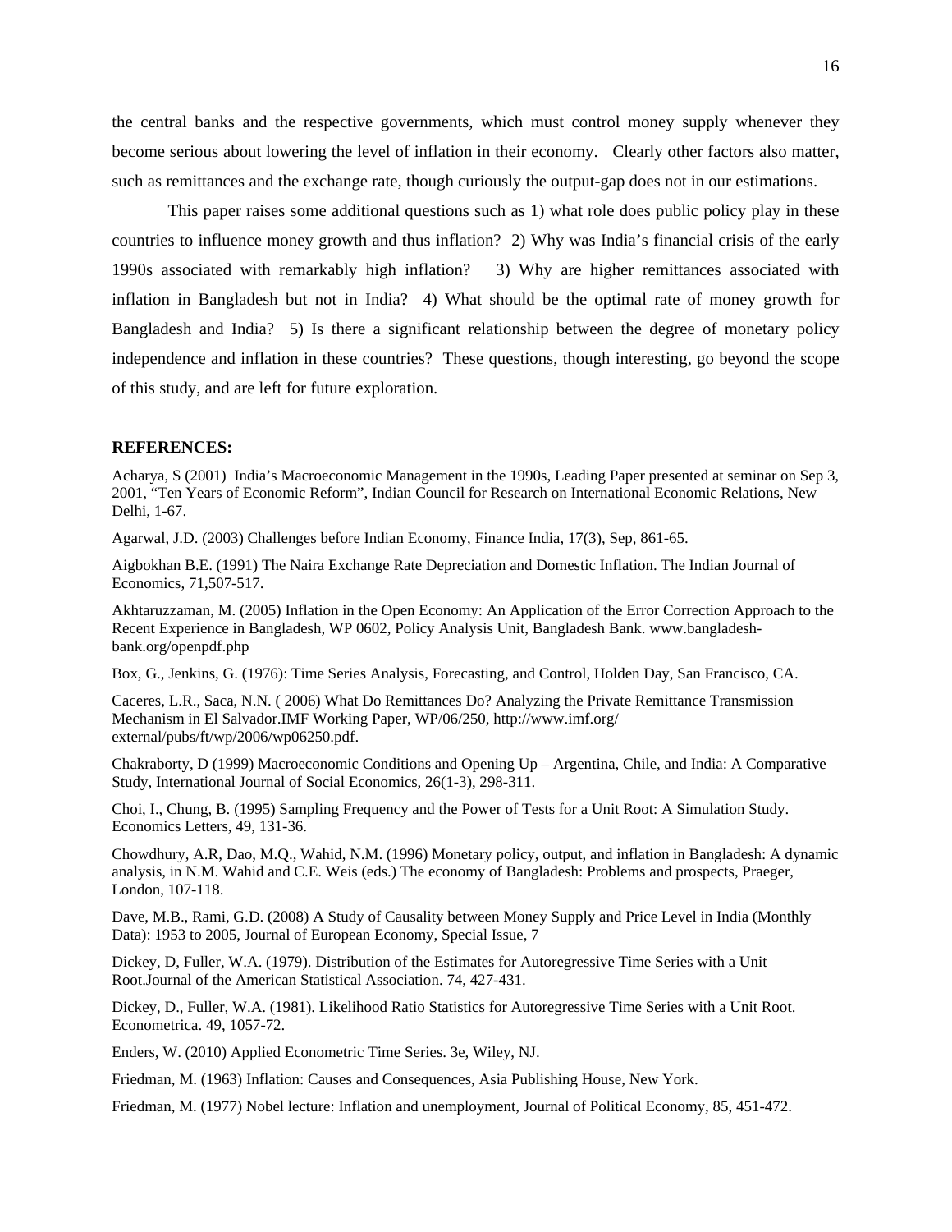the central banks and the respective governments, which must control money supply whenever they become serious about lowering the level of inflation in their economy. Clearly other factors also matter, such as remittances and the exchange rate, though curiously the output-gap does not in our estimations.

This paper raises some additional questions such as 1) what role does public policy play in these countries to influence money growth and thus inflation? 2) Why was India's financial crisis of the early 1990s associated with remarkably high inflation? 3) Why are higher remittances associated with inflation in Bangladesh but not in India? 4) What should be the optimal rate of money growth for Bangladesh and India? 5) Is there a significant relationship between the degree of monetary policy independence and inflation in these countries? These questions, though interesting, go beyond the scope of this study, and are left for future exploration.

**REFERENCES:**

Acharya, S (2001) India's Macroeconomic Management in the 1990s, Leading Paper presented at seminar on Sep 3, 2001, "Ten Years of Economic Reform", Indian Council for Research on International Economic Relations, New Delhi, 1-67.

Agarwal, J.D. (2003) Challenges before Indian Economy, Finance India, 17(3), Sep, 861-65.

Aigbokhan B.E. (1991) The Naira Exchange Rate Depreciation and Domestic Inflation. The Indian Journal of Economics, 71,507-517.

Akhtaruzzaman, M. (2005) Inflation in the Open Economy: An Application of the Error Correction Approach to the Recent Experience in Bangladesh, WP 0602, Policy Analysis Unit, Bangladesh Bank. www.bangladesh-bank.org/openpdf.php

Box, G., Jenkins, G. (1976): Time Series Analysis, Forecasting, and Control, Holden Day, San Francisco, CA.

Caceres, L.R., Saca, N.N. ( 2006) What Do Remittances Do? Analyzing the Private Remittance Transmission Mechanism in El Salvador.IMF Working Paper, WP/06/250, http://www.imf.org/external/pubs/ft/wp/2006/wp06250.pdf.

Chakraborty, D (1999) Macroeconomic Conditions and Opening Up – Argentina, Chile, and India: A Comparative Study, International Journal of Social Economics, 26(1-3), 298-311.

Choi, I., Chung, B. (1995) Sampling Frequency and the Power of Tests for a Unit Root: A Simulation Study. Economics Letters, 49, 131-36.

Chowdhury, A.R, Dao, M.Q., Wahid, N.M. (1996) Monetary policy, output, and inflation in Bangladesh: A dynamic analysis, in N.M. Wahid and C.E. Weis (eds.) The economy of Bangladesh: Problems and prospects, Praeger, London, 107-118.

Dave, M.B., Rami, G.D. (2008) A Study of Causality between Money Supply and Price Level in India (Monthly Data): 1953 to 2005, Journal of European Economy, Special Issue, 7

Dickey, D, Fuller, W.A. (1979). Distribution of the Estimates for Autoregressive Time Series with a Unit Root.Journal of the American Statistical Association. 74, 427-431.

Dickey, D., Fuller, W.A. (1981). Likelihood Ratio Statistics for Autoregressive Time Series with a Unit Root. Econometrica. 49, 1057-72.

Enders, W. (2010) Applied Econometric Time Series. 3e, Wiley, NJ.

Friedman, M. (1963) Inflation: Causes and Consequences, Asia Publishing House, New York.

Friedman, M. (1977) Nobel lecture: Inflation and unemployment, Journal of Political Economy, 85, 451-472.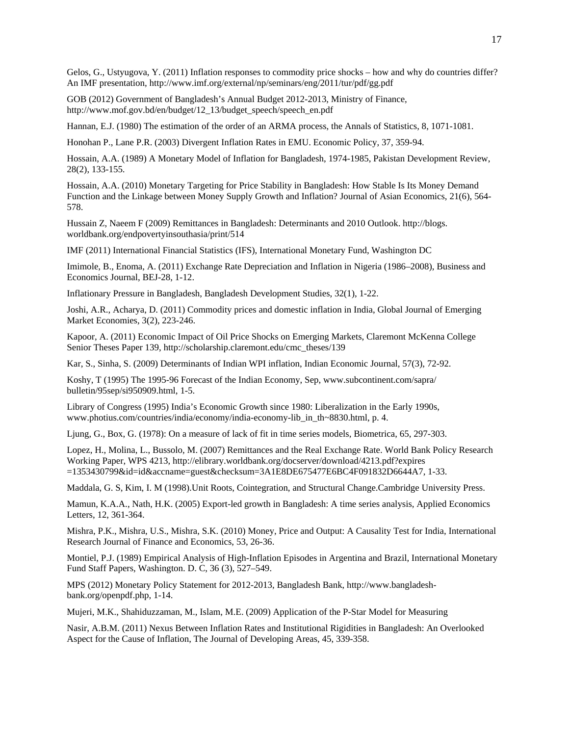Gelos, G., Ustyugova, Y. (2011) Inflation responses to commodity price shocks – how and why do countries differ? An IMF presentation, http://www.imf.org/external/np/seminars/eng/2011/tur/pdf/gg.pdf

GOB (2012) Government of Bangladesh's Annual Budget 2012-2013, Ministry of Finance, http://www.mof.gov.bd/en/budget/12_13/budget_speech/speech_en.pdf

Hannan, E.J. (1980) The estimation of the order of an ARMA process, the Annals of Statistics, 8, 1071-1081.

Honohan P., Lane P.R. (2003) Divergent Inflation Rates in EMU. Economic Policy, 37, 359-94.

Hossain, A.A. (1989) A Monetary Model of Inflation for Bangladesh, 1974-1985, Pakistan Development Review, 28(2), 133-155.

Hossain, A.A. (2010) Monetary Targeting for Price Stability in Bangladesh: How Stable Is Its Money Demand Function and the Linkage between Money Supply Growth and Inflation? Journal of Asian Economics, 21(6), 564-578.

Hussain Z, Naeem F (2009) Remittances in Bangladesh: Determinants and 2010 Outlook. http://blogs.worldbank.org/endpovertyinsouthasia/print/514

IMF (2011) International Financial Statistics (IFS), International Monetary Fund, Washington DC

Imimole, B., Enoma, A. (2011) Exchange Rate Depreciation and Inflation in Nigeria (1986–2008), Business and Economics Journal, BEJ-28, 1-12.

Inflationary Pressure in Bangladesh, Bangladesh Development Studies, 32(1), 1-22.

Joshi, A.R., Acharya, D. (2011) Commodity prices and domestic inflation in India, Global Journal of Emerging Market Economies, 3(2), 223-246.

Kapoor, A. (2011) Economic Impact of Oil Price Shocks on Emerging Markets, Claremont McKenna College Senior Theses Paper 139, http://scholarship.claremont.edu/cmc_theses/139

Kar, S., Sinha, S. (2009) Determinants of Indian WPI inflation, Indian Economic Journal, 57(3), 72-92.

Koshy, T (1995) The 1995-96 Forecast of the Indian Economy, Sep, www.subcontinent.com/sapra/bulletin/95sep/si950909.html, 1-5.

Library of Congress (1995) India's Economic Growth since 1980: Liberalization in the Early 1990s, www.photius.com/countries/india/economy/india-economy-lib_in_th~8830.html, p. 4.

Ljung, G., Box, G. (1978): On a measure of lack of fit in time series models, Biometrica, 65, 297-303.

Lopez, H., Molina, L., Bussolo, M. (2007) Remittances and the Real Exchange Rate. World Bank Policy Research Working Paper, WPS 4213, http://elibrary.worldbank.org/docserver/download/4213.pdf?expires =1353430799&id=id&accname=guest&checksum=3A1E8DE675477E6BC4F091832D6644A7, 1-33.

Maddala, G. S, Kim, I. M (1998).Unit Roots, Cointegration, and Structural Change.Cambridge University Press.

Mamun, K.A.A., Nath, H.K. (2005) Export-led growth in Bangladesh: A time series analysis, Applied Economics Letters, 12, 361-364.

Mishra, P.K., Mishra, U.S., Mishra, S.K. (2010) Money, Price and Output: A Causality Test for India, International Research Journal of Finance and Economics, 53, 26-36.

Montiel, P.J. (1989) Empirical Analysis of High-Inflation Episodes in Argentina and Brazil, International Monetary Fund Staff Papers, Washington. D. C, 36 (3), 527–549.

MPS (2012) Monetary Policy Statement for 2012-2013, Bangladesh Bank, http://www.bangladesh-bank.org/openpdf.php, 1-14.

Mujeri, M.K., Shahiduzzaman, M., Islam, M.E. (2009) Application of the P-Star Model for Measuring

Nasir, A.B.M. (2011) Nexus Between Inflation Rates and Institutional Rigidities in Bangladesh: An Overlooked Aspect for the Cause of Inflation, The Journal of Developing Areas, 45, 339-358.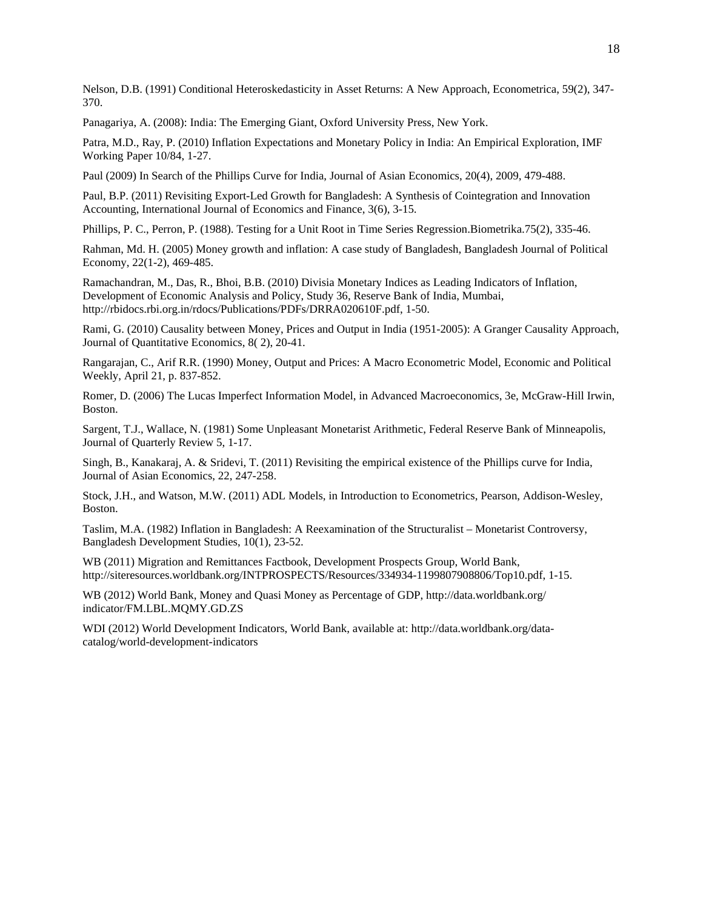Nelson, D.B. (1991) Conditional Heteroskedasticity in Asset Returns: A New Approach, Econometrica, 59(2), 347-370.

Panagariya, A. (2008): India: The Emerging Giant, Oxford University Press, New York.

Patra, M.D., Ray, P. (2010) Inflation Expectations and Monetary Policy in India: An Empirical Exploration, IMF Working Paper 10/84, 1-27.

Paul (2009) In Search of the Phillips Curve for India, Journal of Asian Economics, 20(4), 2009, 479-488.

Paul, B.P. (2011) Revisiting Export-Led Growth for Bangladesh: A Synthesis of Cointegration and Innovation Accounting, International Journal of Economics and Finance, 3(6), 3-15.

Phillips, P. C., Perron, P. (1988). Testing for a Unit Root in Time Series Regression.Biometrika.75(2), 335-46.

Rahman, Md. H. (2005) Money growth and inflation: A case study of Bangladesh, Bangladesh Journal of Political Economy, 22(1-2), 469-485.

Ramachandran, M., Das, R., Bhoi, B.B. (2010) Divisia Monetary Indices as Leading Indicators of Inflation, Development of Economic Analysis and Policy, Study 36, Reserve Bank of India, Mumbai, http://rbidocs.rbi.org.in/rdocs/Publications/PDFs/DRRA020610F.pdf, 1-50.

Rami, G. (2010) Causality between Money, Prices and Output in India (1951-2005): A Granger Causality Approach, Journal of Quantitative Economics, 8( 2), 20-41.

Rangarajan, C., Arif R.R. (1990) Money, Output and Prices: A Macro Econometric Model, Economic and Political Weekly, April 21, p. 837-852.

Romer, D. (2006) The Lucas Imperfect Information Model, in Advanced Macroeconomics, 3e, McGraw-Hill Irwin, Boston.

Sargent, T.J., Wallace, N. (1981) Some Unpleasant Monetarist Arithmetic, Federal Reserve Bank of Minneapolis, Journal of Quarterly Review 5, 1-17.

Singh, B., Kanakaraj, A. & Sridevi, T. (2011) Revisiting the empirical existence of the Phillips curve for India, Journal of Asian Economics, 22, 247-258.

Stock, J.H., and Watson, M.W. (2011) ADL Models, in Introduction to Econometrics, Pearson, Addison-Wesley, Boston.

Taslim, M.A. (1982) Inflation in Bangladesh: A Reexamination of the Structuralist – Monetarist Controversy, Bangladesh Development Studies, 10(1), 23-52.

WB (2011) Migration and Remittances Factbook, Development Prospects Group, World Bank, http://siteresources.worldbank.org/INTPROSPECTS/Resources/334934-1199807908806/Top10.pdf, 1-15.

WB (2012) World Bank, Money and Quasi Money as Percentage of GDP, http://data.worldbank.org/indicator/FM.LBL.MQMY.GD.ZS

WDI (2012) World Development Indicators, World Bank, available at: http://data.worldbank.org/data-catalog/world-development-indicators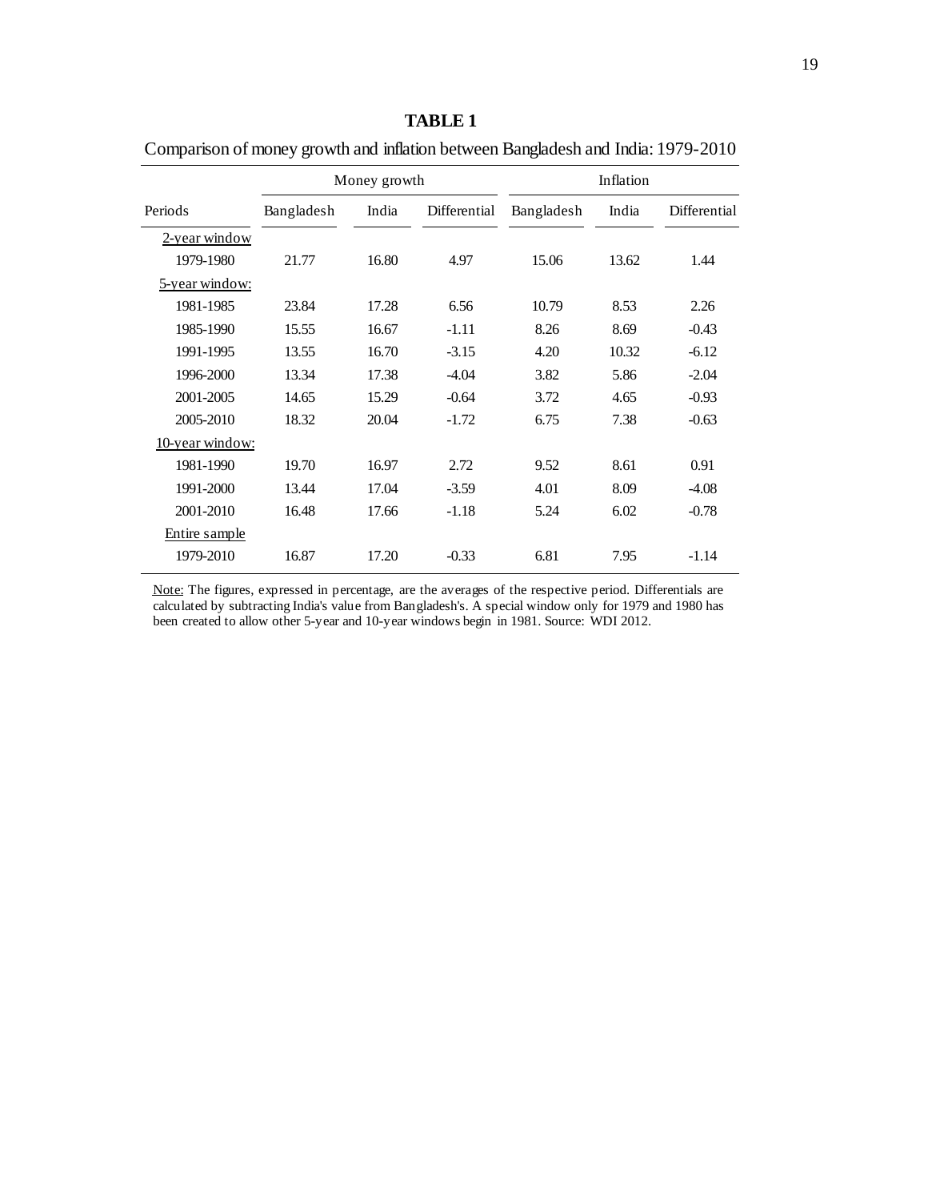**TABLE 1**

Comparison of money growth and inflation between Bangladesh and India: 1979-2010

| Periods | Money growth | | | Inflation | | |
|---|---|---|---|---|---|---|
| | Bangladesh | India | Differential | Bangladesh | India | Differential |
| 2-year window | | | | | | |
| 1979-1980 | 21.77 | 16.80 | 4.97 | 15.06 | 13.62 | 1.44 |
| 5-year window: | | | | | | |
| 1981-1985 | 23.84 | 17.28 | 6.56 | 10.79 | 8.53 | 2.26 |
| 1985-1990 | 15.55 | 16.67 | -1.11 | 8.26 | 8.69 | -0.43 |
| 1991-1995 | 13.55 | 16.70 | -3.15 | 4.20 | 10.32 | -6.12 |
| 1996-2000 | 13.34 | 17.38 | -4.04 | 3.82 | 5.86 | -2.04 |
| 2001-2005 | 14.65 | 15.29 | -0.64 | 3.72 | 4.65 | -0.93 |
| 2005-2010 | 18.32 | 20.04 | -1.72 | 6.75 | 7.38 | -0.63 |
| 10-year window: | | | | | | |
| 1981-1990 | 19.70 | 16.97 | 2.72 | 9.52 | 8.61 | 0.91 |
| 1991-2000 | 13.44 | 17.04 | -3.59 | 4.01 | 8.09 | -4.08 |
| 2001-2010 | 16.48 | 17.66 | -1.18 | 5.24 | 6.02 | -0.78 |
| Entire sample | | | | | | |
| 1979-2010 | 16.87 | 17.20 | -0.33 | 6.81 | 7.95 | -1.14 |

Note: The figures, expressed in percentage, are the averages of the respective period. Differentials are calculated by subtracting India's value from Bangladesh's. A special window only for 1979 and 1980 has been created to allow other 5-year and 10-year windows begin in 1981. Source: WDI 2012.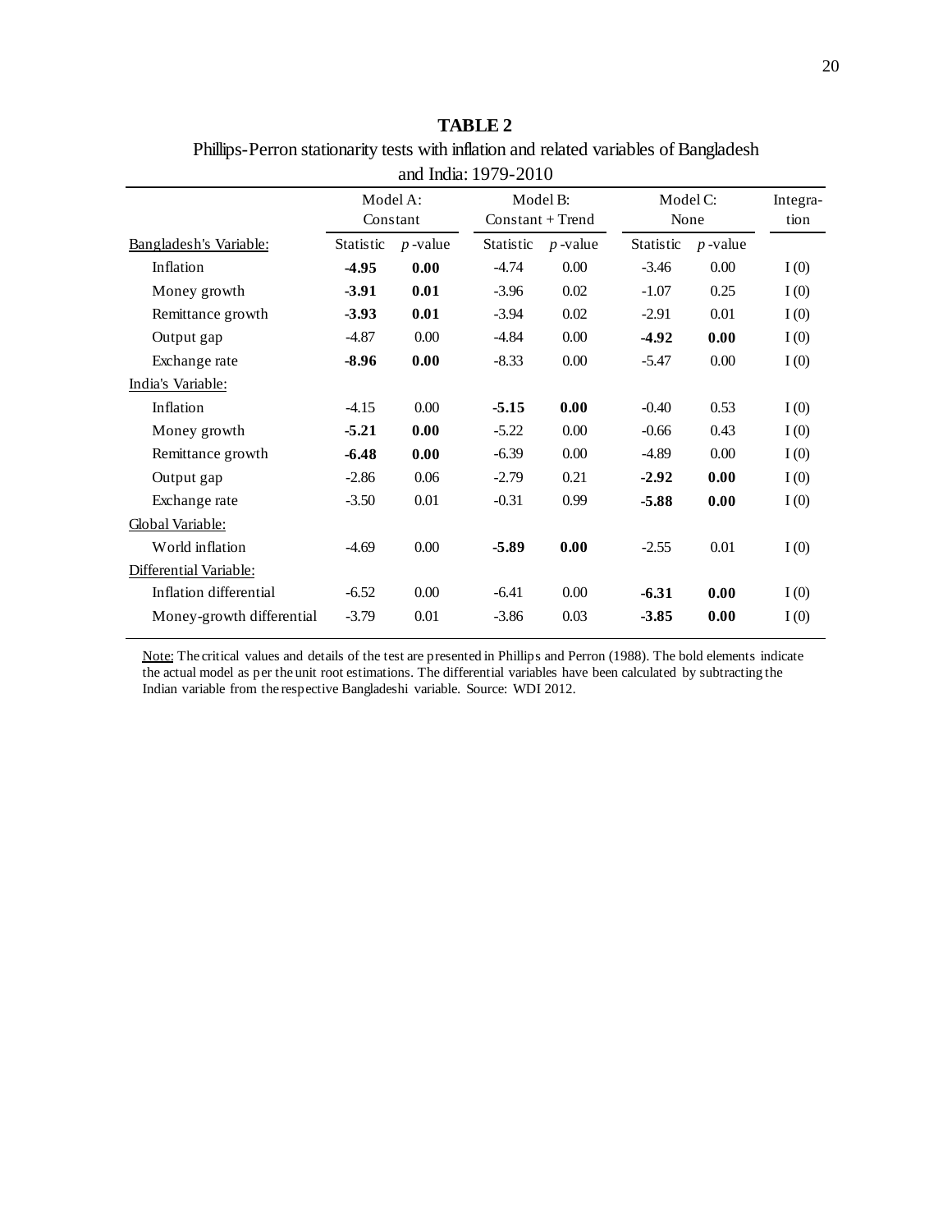**TABLE 2**

Phillips-Perron stationarity tests with inflation and related variables of Bangladesh and India: 1979-2010

| | Model A: Constant | | Model B: Constant + Trend | | Model C: None | | Integra-tion |
|---|---|---|---|---|---|---|---|
| Bangladesh's Variable: | Statistic | *p*-value | Statistic | *p*-value | Statistic | *p*-value | |
| Inflation | **-4.95** | **0.00** | -4.74 | 0.00 | -3.46 | 0.00 | I (0) |
| Money growth | **-3.91** | **0.01** | -3.96 | 0.02 | -1.07 | 0.25 | I (0) |
| Remittance growth | **-3.93** | **0.01** | -3.94 | 0.02 | -2.91 | 0.01 | I (0) |
| Output gap | -4.87 | 0.00 | -4.84 | 0.00 | **-4.92** | **0.00** | I (0) |
| Exchange rate | **-8.96** | **0.00** | -8.33 | 0.00 | -5.47 | 0.00 | I (0) |
| India's Variable: | | | | | | | |
| Inflation | -4.15 | 0.00 | **-5.15** | **0.00** | -0.40 | 0.53 | I (0) |
| Money growth | **-5.21** | **0.00** | -5.22 | 0.00 | -0.66 | 0.43 | I (0) |
| Remittance growth | **-6.48** | **0.00** | -6.39 | 0.00 | -4.89 | 0.00 | I (0) |
| Output gap | -2.86 | 0.06 | -2.79 | 0.21 | **-2.92** | **0.00** | I (0) |
| Exchange rate | -3.50 | 0.01 | -0.31 | 0.99 | **-5.88** | **0.00** | I (0) |
| Global Variable: | | | | | | | |
| World inflation | -4.69 | 0.00 | **-5.89** | **0.00** | -2.55 | 0.01 | I (0) |
| Differential Variable: | | | | | | | |
| Inflation differential | -6.52 | 0.00 | -6.41 | 0.00 | **-6.31** | **0.00** | I (0) |
| Money-growth differential | -3.79 | 0.01 | -3.86 | 0.03 | **-3.85** | **0.00** | I (0) |

Note: The critical values and details of the test are presented in Phillips and Perron (1988). The bold elements indicate the actual model as per the unit root estimations. The differential variables have been calculated by subtracting the Indian variable from the respective Bangladeshi variable. Source: WDI 2012.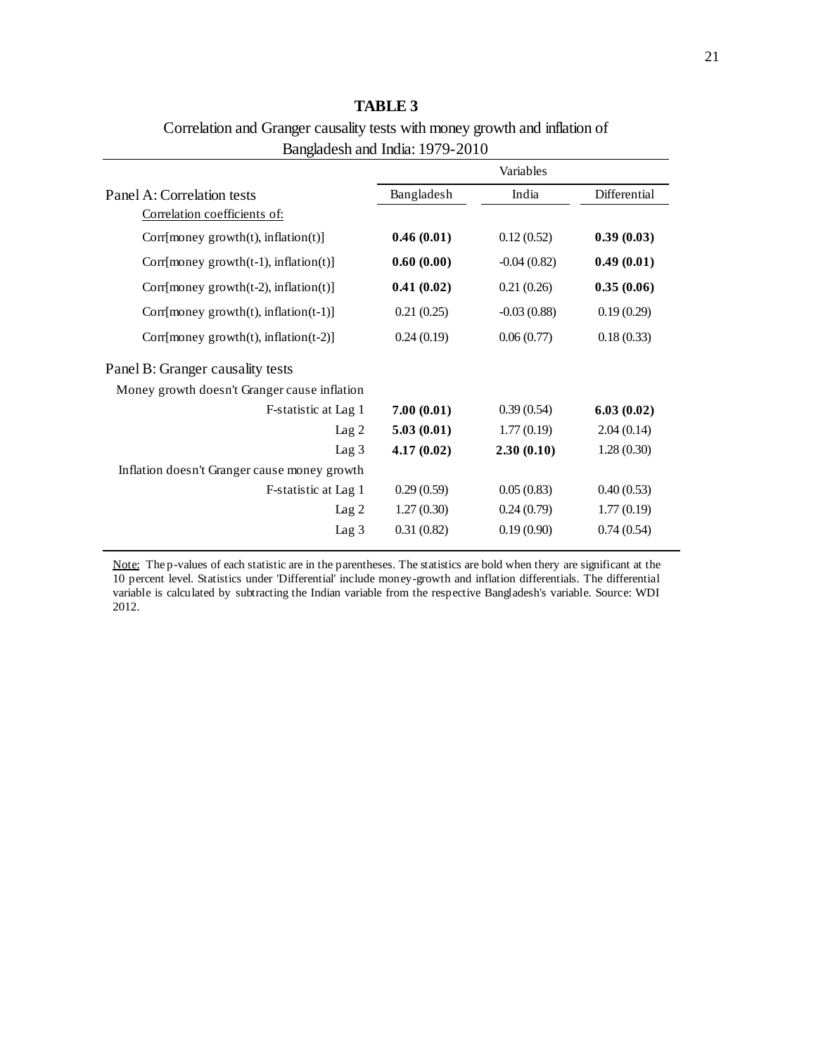**TABLE 3**

Correlation and Granger causality tests with money growth and inflation of Bangladesh and India: 1979-2010

| | Variables | | |
|---|---|---|---|
| **Panel A: Correlation tests** | Bangladesh | India | Differential |
| Correlation coefficients of: | | | |
| Corr[money growth(t), inflation(t)] | **0.46 (0.01)** | 0.12 (0.52) | **0.39 (0.03)** |
| Corr[money growth(t-1), inflation(t)] | **0.60 (0.00)** | -0.04 (0.82) | **0.49 (0.01)** |
| Corr[money growth(t-2), inflation(t)] | **0.41 (0.02)** | 0.21 (0.26) | **0.35 (0.06)** |
| Corr[money growth(t), inflation(t-1)] | 0.21 (0.25) | -0.03 (0.88) | 0.19 (0.29) |
| Corr[money growth(t), inflation(t-2)] | 0.24 (0.19) | 0.06 (0.77) | 0.18 (0.33) |
| **Panel B: Granger causality tests** | | | |
| Money growth doesn't Granger cause inflation | | | |
| F-statistic at Lag 1 | **7.00 (0.01)** | 0.39 (0.54) | **6.03 (0.02)** |
| Lag 2 | **5.03 (0.01)** | 1.77 (0.19) | 2.04 (0.14) |
| Lag 3 | **4.17 (0.02)** | **2.30 (0.10)** | 1.28 (0.30) |
| Inflation doesn't Granger cause money growth | | | |
| F-statistic at Lag 1 | 0.29 (0.59) | 0.05 (0.83) | 0.40 (0.53) |
| Lag 2 | 1.27 (0.30) | 0.24 (0.79) | 1.77 (0.19) |
| Lag 3 | 0.31 (0.82) | 0.19 (0.90) | 0.74 (0.54) |

Note: The p-values of each statistic are in the parentheses. The statistics are bold when thery are significant at the 10 percent level. Statistics under 'Differential' include money-growth and inflation differentials. The differential variable is calculated by subtracting the Indian variable from the respective Bangladesh's variable. Source: WDI 2012.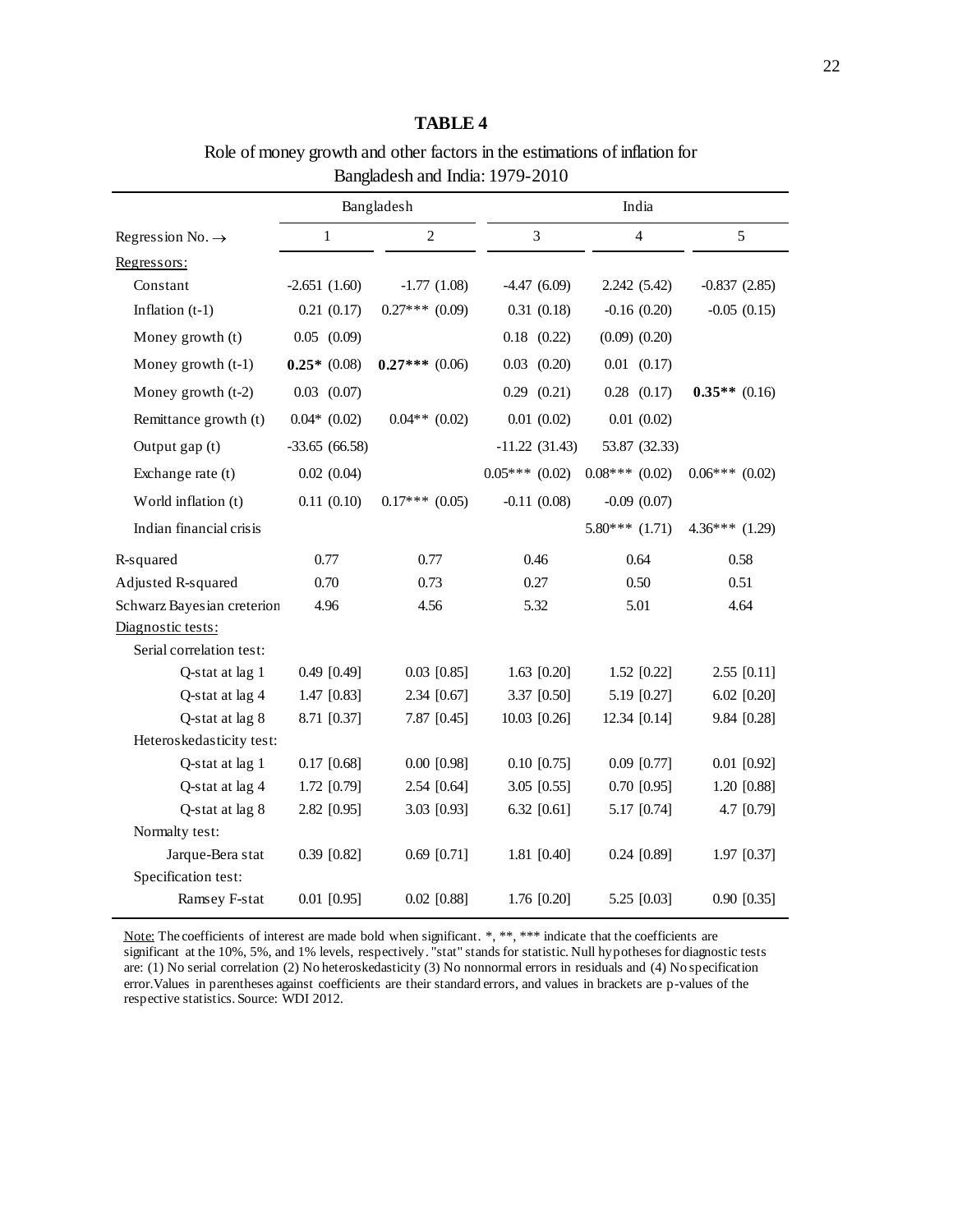**TABLE 4**

Role of money growth and other factors in the estimations of inflation for Bangladesh and India: 1979-2010

| | Bangladesh | | India | | |
|---|---|---|---|---|---|
| Regression No. → | 1 | 2 | 3 | 4 | 5 |
| Regressors: | | | | | |
| Constant | -2.651 (1.60) | -1.77 (1.08) | -4.47 (6.09) | 2.242 (5.42) | -0.837 (2.85) |
| Inflation (t-1) | 0.21 (0.17) | 0.27*** (0.09) | 0.31 (0.18) | -0.16 (0.20) | -0.05 (0.15) |
| Money growth (t) | 0.05 (0.09) | | 0.18 (0.22) | (0.09) (0.20) | |
| Money growth (t-1) | **0.25*** (0.08) | **0.27***** (0.06) | 0.03 (0.20) | 0.01 (0.17) | |
| Money growth (t-2) | 0.03 (0.07) | | 0.29 (0.21) | 0.28 (0.17) | **0.35**** (0.16) |
| Remittance growth (t) | 0.04* (0.02) | 0.04** (0.02) | 0.01 (0.02) | 0.01 (0.02) | |
| Output gap (t) | -33.65 (66.58) | | -11.22 (31.43) | 53.87 (32.33) | |
| Exchange rate (t) | 0.02 (0.04) | | 0.05*** (0.02) | 0.08*** (0.02) | 0.06*** (0.02) |
| World inflation (t) | 0.11 (0.10) | 0.17*** (0.05) | -0.11 (0.08) | -0.09 (0.07) | |
| Indian financial crisis | | | | 5.80*** (1.71) | 4.36*** (1.29) |
| R-squared | 0.77 | 0.77 | 0.46 | 0.64 | 0.58 |
| Adjusted R-squared | 0.70 | 0.73 | 0.27 | 0.50 | 0.51 |
| Schwarz Bayesian creterion | 4.96 | 4.56 | 5.32 | 5.01 | 4.64 |
| Diagnostic tests: | | | | | |
| Serial correlation test: | | | | | |
| Q-stat at lag 1 | 0.49 [0.49] | 0.03 [0.85] | 1.63 [0.20] | 1.52 [0.22] | 2.55 [0.11] |
| Q-stat at lag 4 | 1.47 [0.83] | 2.34 [0.67] | 3.37 [0.50] | 5.19 [0.27] | 6.02 [0.20] |
| Q-stat at lag 8 | 8.71 [0.37] | 7.87 [0.45] | 10.03 [0.26] | 12.34 [0.14] | 9.84 [0.28] |
| Heteroskedasticity test: | | | | | |
| Q-stat at lag 1 | 0.17 [0.68] | 0.00 [0.98] | 0.10 [0.75] | 0.09 [0.77] | 0.01 [0.92] |
| Q-stat at lag 4 | 1.72 [0.79] | 2.54 [0.64] | 3.05 [0.55] | 0.70 [0.95] | 1.20 [0.88] |
| Q-stat at lag 8 | 2.82 [0.95] | 3.03 [0.93] | 6.32 [0.61] | 5.17 [0.74] | 4.7 [0.79] |
| Normalty test: | | | | | |
| Jarque-Bera stat | 0.39 [0.82] | 0.69 [0.71] | 1.81 [0.40] | 0.24 [0.89] | 1.97 [0.37] |
| Specification test: | | | | | |
| Ramsey F-stat | 0.01 [0.95] | 0.02 [0.88] | 1.76 [0.20] | 5.25 [0.03] | 0.90 [0.35] |

Note: The coefficients of interest are made bold when significant. *, **, *** indicate that the coefficients are significant at the 10%, 5%, and 1% levels, respectively. "stat" stands for statistic. Null hypotheses for diagnostic tests are: (1) No serial correlation (2) No heteroskedasticity (3) No nonnormal errors in residuals and (4) No specification error. Values in parentheses against coefficients are their standard errors, and values in brackets are p-values of the respective statistics. Source: WDI 2012.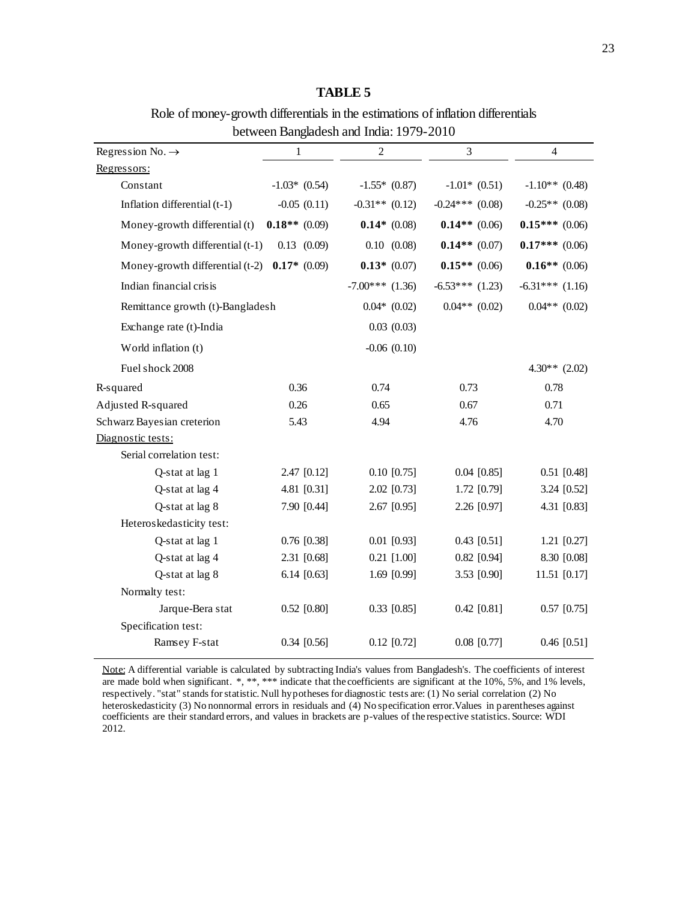**TABLE 5**

Role of money-growth differentials in the estimations of inflation differentials between Bangladesh and India: 1979-2010

| Regression No. → | 1 | 2 | 3 | 4 |
|---|---|---|---|---|
| Regressors: | | | | |
| Constant | -1.03* (0.54) | -1.55* (0.87) | -1.01* (0.51) | -1.10** (0.48) |
| Inflation differential (t-1) | -0.05 (0.11) | -0.31** (0.12) | -0.24*** (0.08) | -0.25** (0.08) |
| Money-growth differential (t) | **0.18**** (0.09) | **0.14*** (0.08) | **0.14**** (0.06) | **0.15***** (0.06) |
| Money-growth differential (t-1) | 0.13 (0.09) | 0.10 (0.08) | **0.14**** (0.07) | **0.17***** (0.06) |
| Money-growth differential (t-2) | **0.17*** (0.09) | **0.13*** (0.07) | **0.15**** (0.06) | **0.16**** (0.06) |
| Indian financial crisis | | -7.00*** (1.36) | -6.53*** (1.23) | -6.31*** (1.16) |
| Remittance growth (t)-Bangladesh | | 0.04* (0.02) | 0.04** (0.02) | 0.04** (0.02) |
| Exchange rate (t)-India | | 0.03 (0.03) | | |
| World inflation (t) | | -0.06 (0.10) | | |
| Fuel shock 2008 | | | | 4.30** (2.02) |
| R-squared | 0.36 | 0.74 | 0.73 | 0.78 |
| Adjusted R-squared | 0.26 | 0.65 | 0.67 | 0.71 |
| Schwarz Bayesian creterion | 5.43 | 4.94 | 4.76 | 4.70 |
| Diagnostic tests: | | | | |
| Serial correlation test: | | | | |
| Q-stat at lag 1 | 2.47 [0.12] | 0.10 [0.75] | 0.04 [0.85] | 0.51 [0.48] |
| Q-stat at lag 4 | 4.81 [0.31] | 2.02 [0.73] | 1.72 [0.79] | 3.24 [0.52] |
| Q-stat at lag 8 | 7.90 [0.44] | 2.67 [0.95] | 2.26 [0.97] | 4.31 [0.83] |
| Heteroskedasticity test: | | | | |
| Q-stat at lag 1 | 0.76 [0.38] | 0.01 [0.93] | 0.43 [0.51] | 1.21 [0.27] |
| Q-stat at lag 4 | 2.31 [0.68] | 0.21 [1.00] | 0.82 [0.94] | 8.30 [0.08] |
| Q-stat at lag 8 | 6.14 [0.63] | 1.69 [0.99] | 3.53 [0.90] | 11.51 [0.17] |
| Normalty test: | | | | |
| Jarque-Bera stat | 0.52 [0.80] | 0.33 [0.85] | 0.42 [0.81] | 0.57 [0.75] |
| Specification test: | | | | |
| Ramsey F-stat | 0.34 [0.56] | 0.12 [0.72] | 0.08 [0.77] | 0.46 [0.51] |

Note: A differential variable is calculated by subtracting India's values from Bangladesh's. The coefficients of interest are made bold when significant. *, **, *** indicate that the coefficients are significant at the 10%, 5%, and 1% levels, respectively. "stat" stands for statistic. Null hypotheses for diagnostic tests are: (1) No serial correlation (2) No heteroskedasticity (3) No nonnormal errors in residuals and (4) No specification error. Values in parentheses against coefficients are their standard errors, and values in brackets are p-values of the respective statistics. Source: WDI 2012.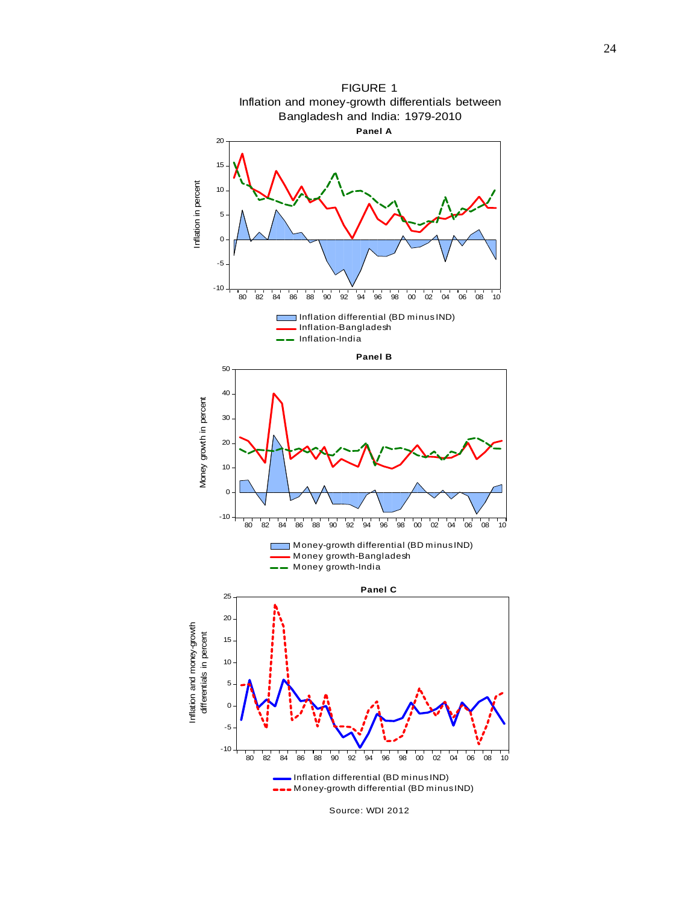FIGURE 1

Inflation and money-growth differentials between Bangladesh and India: 1979-2010

**Panel A**

**Panel B**

**Panel C**

Source: WDI 2012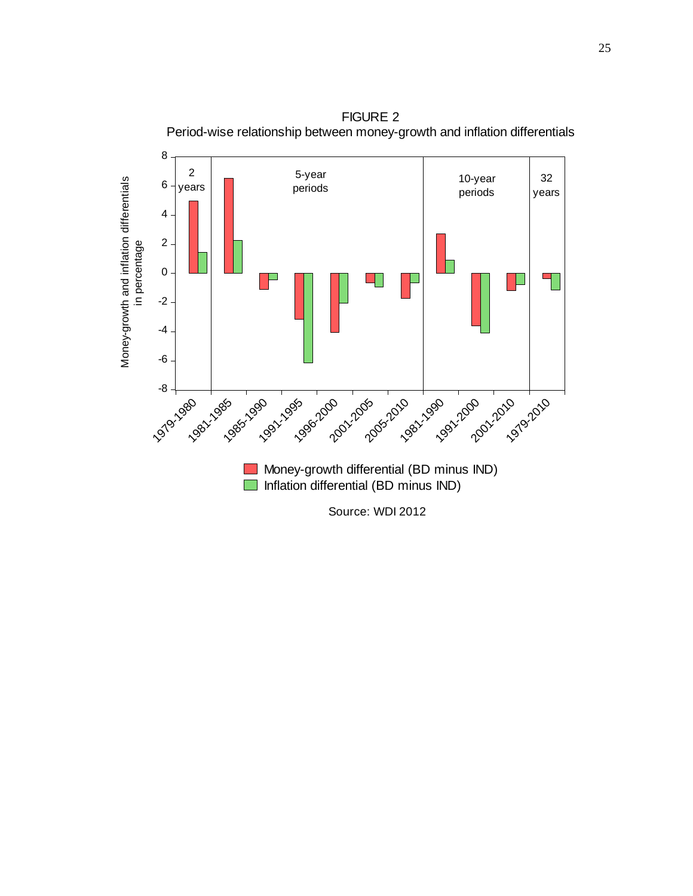FIGURE 2

Period-wise relationship between money-growth and inflation differentials

Source: WDI 2012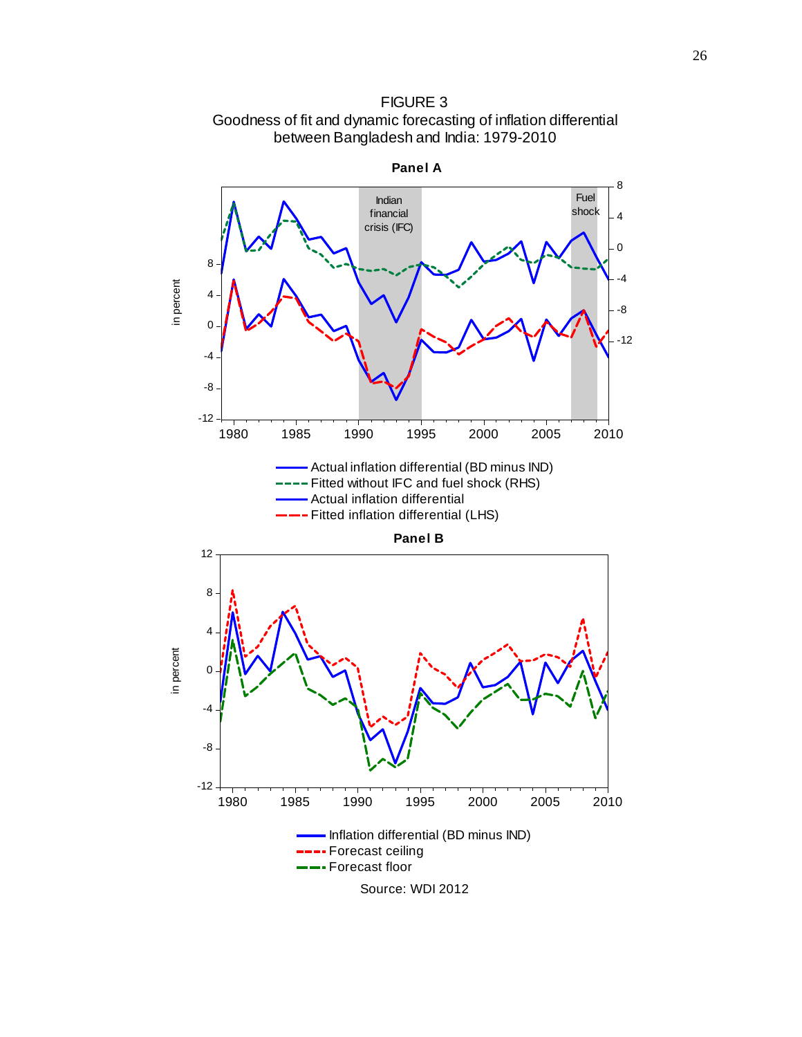FIGURE 3
Goodness of fit and dynamic forecasting of inflation differential between Bangladesh and India: 1979-2010

**Panel A**

Indian financial crisis (IFC)

Fuel shock

in percent

8
4
0
-4
-8
-12

8
4
0
-4
-8
-12

1980 1985 1990 1995 2000 2005 2010

Actual inflation differential (BD minus IND)
Fitted without IFC and fuel shock (RHS)
Actual inflation differential
Fitted inflation differential (LHS)

**Panel B**

in percent

12
8
4
0
-4
-8
-12

1980 1985 1990 1995 2000 2005 2010

Inflation differential (BD minus IND)
Forecast ceiling
Forecast floor

Source: WDI 2012